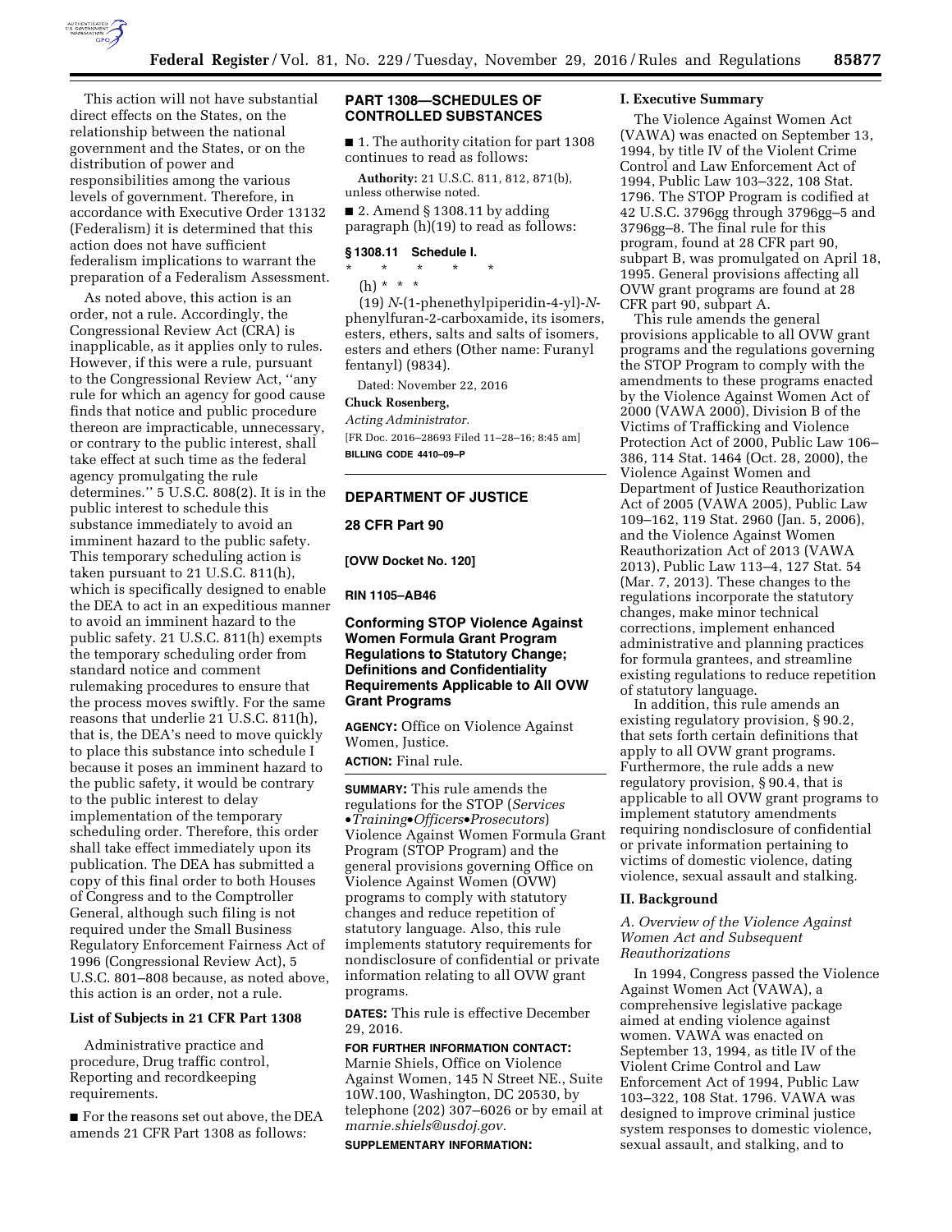This action will not have substantial direct effects on the States, on the relationship between the national government and the States, or on the distribution of power and responsibilities among the various levels of government. Therefore, in accordance with Executive Order 13132 (Federalism) it is determined that this action does not have sufficient federalism implications to warrant the preparation of a Federalism Assessment.

As noted above, this action is an order, not a rule. Accordingly, the Congressional Review Act (CRA) is inapplicable, as it applies only to rules. However, if this were a rule, pursuant to the Congressional Review Act, ''any rule for which an agency for good cause finds that notice and public procedure thereon are impracticable, unnecessary, or contrary to the public interest, shall take effect at such time as the federal agency promulgating the rule determines.'' 5 U.S.C. 808(2). It is in the public interest to schedule this substance immediately to avoid an imminent hazard to the public safety. This temporary scheduling action is taken pursuant to 21 U.S.C. 811(h), which is specifically designed to enable the DEA to act in an expeditious manner to avoid an imminent hazard to the public safety. 21 U.S.C. 811(h) exempts the temporary scheduling order from standard notice and comment rulemaking procedures to ensure that the process moves swiftly. For the same reasons that underlie 21 U.S.C. 811(h), that is, the DEA's need to move quickly to place this substance into schedule I because it poses an imminent hazard to the public safety, it would be contrary to the public interest to delay implementation of the temporary scheduling order. Therefore, this order shall take effect immediately upon its publication. The DEA has submitted a copy of this final order to both Houses of Congress and to the Comptroller General, although such filing is not required under the Small Business Regulatory Enforcement Fairness Act of 1996 (Congressional Review Act), 5 U.S.C. 801–808 because, as noted above, this action is an order, not a rule.

### List of Subjects in 21 CFR Part 1308

Administrative practice and procedure, Drug traffic control, Reporting and recordkeeping requirements.

■ For the reasons set out above, the DEA amends 21 CFR Part 1308 as follows:

## PART 1308—SCHEDULES OF CONTROLLED SUBSTANCES

■ 1. The authority citation for part 1308 continues to read as follows:

**Authority:** 21 U.S.C. 811, 812, 871(b), unless otherwise noted.

■ 2. Amend § 1308.11 by adding paragraph (h)(19) to read as follows:

### § 1308.11 Schedule I.

\* \* \* \* \*

(h) \* \* \*

(19) *N*-(1-phenethylpiperidin-4-yl)-*N*-phenylfuran-2-carboxamide, its isomers, esters, ethers, salts and salts of isomers, esters and ethers (Other name: Furanyl fentanyl) (9834).

Dated: November 22, 2016

**Chuck Rosenberg,**

*Acting Administrator.*

[FR Doc. 2016–28693 Filed 11–28–16; 8:45 am]

**BILLING CODE 4410–09–P**

## DEPARTMENT OF JUSTICE

## 28 CFR Part 90

**[OVW Docket No. 120]**

**RIN 1105–AB46**

## Conforming STOP Violence Against Women Formula Grant Program Regulations to Statutory Change; Definitions and Confidentiality Requirements Applicable to All OVW Grant Programs

**AGENCY:** Office on Violence Against Women, Justice.

**ACTION:** Final rule.

**SUMMARY:** This rule amends the regulations for the STOP (*Services•Training•Officers•Prosecutors*) Violence Against Women Formula Grant Program (STOP Program) and the general provisions governing Office on Violence Against Women (OVW) programs to comply with statutory changes and reduce repetition of statutory language. Also, this rule implements statutory requirements for nondisclosure of confidential or private information relating to all OVW grant programs.

**DATES:** This rule is effective December 29, 2016.

**FOR FURTHER INFORMATION CONTACT:** Marnie Shiels, Office on Violence Against Women, 145 N Street NE., Suite 10W.100, Washington, DC 20530, by telephone (202) 307–6026 or by email at *marnie.shiels@usdoj.gov.*

**SUPPLEMENTARY INFORMATION:**

### I. Executive Summary

The Violence Against Women Act (VAWA) was enacted on September 13, 1994, by title IV of the Violent Crime Control and Law Enforcement Act of 1994, Public Law 103–322, 108 Stat. 1796. The STOP Program is codified at 42 U.S.C. 3796gg through 3796gg–5 and 3796gg–8. The final rule for this program, found at 28 CFR part 90, subpart B, was promulgated on April 18, 1995. General provisions affecting all OVW grant programs are found at 28 CFR part 90, subpart A.

This rule amends the general provisions applicable to all OVW grant programs and the regulations governing the STOP Program to comply with the amendments to these programs enacted by the Violence Against Women Act of 2000 (VAWA 2000), Division B of the Victims of Trafficking and Violence Protection Act of 2000, Public Law 106–386, 114 Stat. 1464 (Oct. 28, 2000), the Violence Against Women and Department of Justice Reauthorization Act of 2005 (VAWA 2005), Public Law 109–162, 119 Stat. 2960 (Jan. 5, 2006), and the Violence Against Women Reauthorization Act of 2013 (VAWA 2013), Public Law 113–4, 127 Stat. 54 (Mar. 7, 2013). These changes to the regulations incorporate the statutory changes, make minor technical corrections, implement enhanced administrative and planning practices for formula grantees, and streamline existing regulations to reduce repetition of statutory language.

In addition, this rule amends an existing regulatory provision, § 90.2, that sets forth certain definitions that apply to all OVW grant programs. Furthermore, the rule adds a new regulatory provision, § 90.4, that is applicable to all OVW grant programs to implement statutory amendments requiring nondisclosure of confidential or private information pertaining to victims of domestic violence, dating violence, sexual assault and stalking.

### II. Background

#### A. Overview of the Violence Against Women Act and Subsequent Reauthorizations

In 1994, Congress passed the Violence Against Women Act (VAWA), a comprehensive legislative package aimed at ending violence against women. VAWA was enacted on September 13, 1994, as title IV of the Violent Crime Control and Law Enforcement Act of 1994, Public Law 103–322, 108 Stat. 1796. VAWA was designed to improve criminal justice system responses to domestic violence, sexual assault, and stalking, and to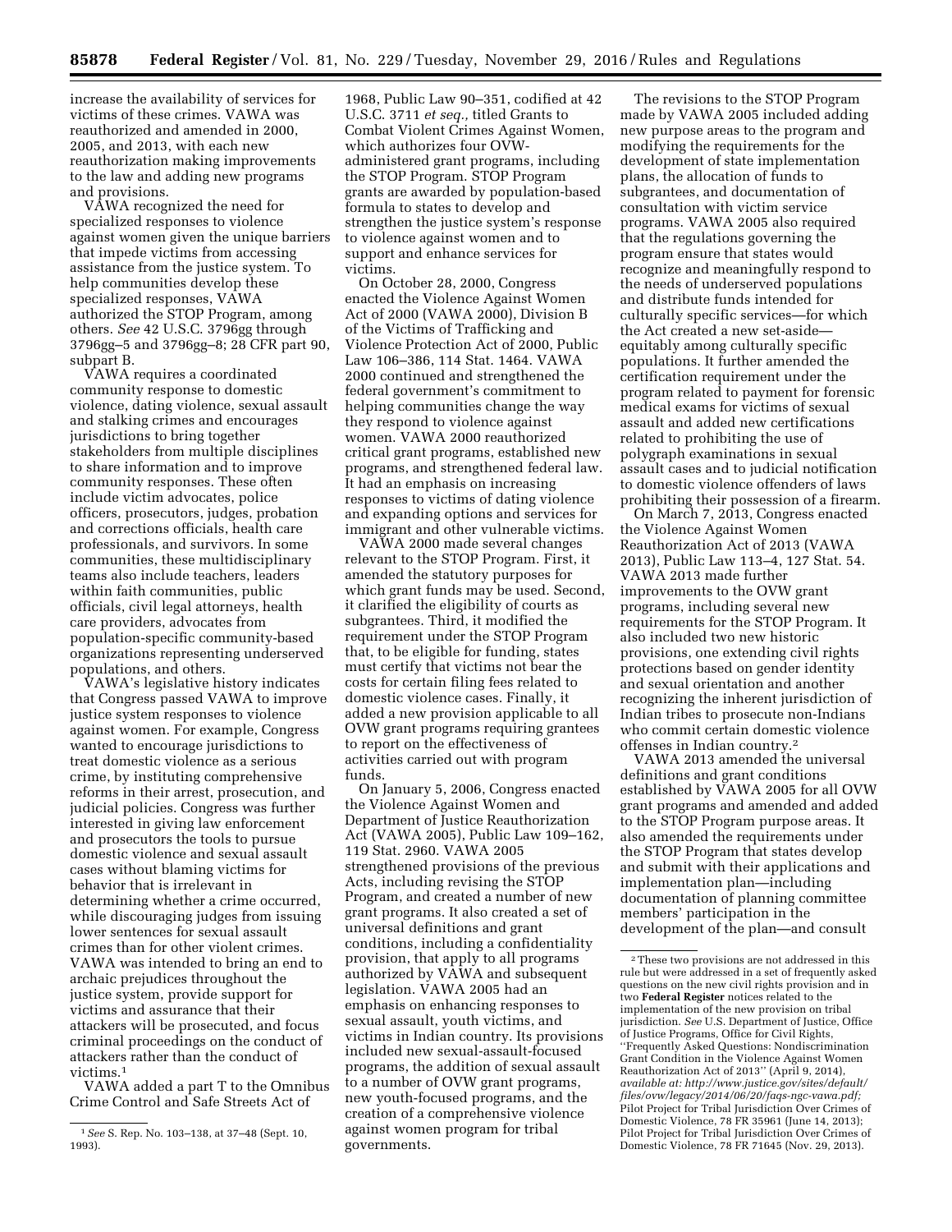increase the availability of services for victims of these crimes. VAWA was reauthorized and amended in 2000, 2005, and 2013, with each new reauthorization making improvements to the law and adding new programs and provisions.

VAWA recognized the need for specialized responses to violence against women given the unique barriers that impede victims from accessing assistance from the justice system. To help communities develop these specialized responses, VAWA authorized the STOP Program, among others. *See* 42 U.S.C. 3796gg through 3796gg–5 and 3796gg–8; 28 CFR part 90, subpart B.

VAWA requires a coordinated community response to domestic violence, dating violence, sexual assault and stalking crimes and encourages jurisdictions to bring together stakeholders from multiple disciplines to share information and to improve community responses. These often include victim advocates, police officers, prosecutors, judges, probation and corrections officials, health care professionals, and survivors. In some communities, these multidisciplinary teams also include teachers, leaders within faith communities, public officials, civil legal attorneys, health care providers, advocates from population-specific community-based organizations representing underserved populations, and others.

VAWA's legislative history indicates that Congress passed VAWA to improve justice system responses to violence against women. For example, Congress wanted to encourage jurisdictions to treat domestic violence as a serious crime, by instituting comprehensive reforms in their arrest, prosecution, and judicial policies. Congress was further interested in giving law enforcement and prosecutors the tools to pursue domestic violence and sexual assault cases without blaming victims for behavior that is irrelevant in determining whether a crime occurred, while discouraging judges from issuing lower sentences for sexual assault crimes than for other violent crimes. VAWA was intended to bring an end to archaic prejudices throughout the justice system, provide support for victims and assurance that their attackers will be prosecuted, and focus criminal proceedings on the conduct of attackers rather than the conduct of victims.[1]

VAWA added a part T to the Omnibus Crime Control and Safe Streets Act of 1968, Public Law 90–351, codified at 42 U.S.C. 3711 *et seq.,* titled Grants to Combat Violent Crimes Against Women, which authorizes four OVW-administered grant programs, including the STOP Program. STOP Program grants are awarded by population-based formula to states to develop and strengthen the justice system's response to violence against women and to support and enhance services for victims.

On October 28, 2000, Congress enacted the Violence Against Women Act of 2000 (VAWA 2000), Division B of the Victims of Trafficking and Violence Protection Act of 2000, Public Law 106–386, 114 Stat. 1464. VAWA 2000 continued and strengthened the federal government's commitment to helping communities change the way they respond to violence against women. VAWA 2000 reauthorized critical grant programs, established new programs, and strengthened federal law. It had an emphasis on increasing responses to victims of dating violence and expanding options and services for immigrant and other vulnerable victims.

VAWA 2000 made several changes relevant to the STOP Program. First, it amended the statutory purposes for which grant funds may be used. Second, it clarified the eligibility of courts as subgrantees. Third, it modified the requirement under the STOP Program that, to be eligible for funding, states must certify that victims not bear the costs for certain filing fees related to domestic violence cases. Finally, it added a new provision applicable to all OVW grant programs requiring grantees to report on the effectiveness of activities carried out with program funds.

On January 5, 2006, Congress enacted the Violence Against Women and Department of Justice Reauthorization Act (VAWA 2005), Public Law 109–162, 119 Stat. 2960. VAWA 2005 strengthened provisions of the previous Acts, including revising the STOP Program, and created a number of new grant programs. It also created a set of universal definitions and grant conditions, including a confidentiality provision, that apply to all programs authorized by VAWA and subsequent legislation. VAWA 2005 had an emphasis on enhancing responses to sexual assault, youth victims, and victims in Indian country. Its provisions included new sexual-assault-focused programs, the addition of sexual assault to a number of OVW grant programs, new youth-focused programs, and the creation of a comprehensive violence against women program for tribal governments.

The revisions to the STOP Program made by VAWA 2005 included adding new purpose areas to the program and modifying the requirements for the development of state implementation plans, the allocation of funds to subgrantees, and documentation of consultation with victim service programs. VAWA 2005 also required that the regulations governing the program ensure that states would recognize and meaningfully respond to the needs of underserved populations and distribute funds intended for culturally specific services—for which the Act created a new set-aside—equitably among culturally specific populations. It further amended the certification requirement under the program related to payment for forensic medical exams for victims of sexual assault and added new certifications related to prohibiting the use of polygraph examinations in sexual assault cases and to judicial notification to domestic violence offenders of laws prohibiting their possession of a firearm.

On March 7, 2013, Congress enacted the Violence Against Women Reauthorization Act of 2013 (VAWA 2013), Public Law 113–4, 127 Stat. 54. VAWA 2013 made further improvements to the OVW grant programs, including several new requirements for the STOP Program. It also included two new historic provisions, one extending civil rights protections based on gender identity and sexual orientation and another recognizing the inherent jurisdiction of Indian tribes to prosecute non-Indians who commit certain domestic violence offenses in Indian country.[2]

VAWA 2013 amended the universal definitions and grant conditions established by VAWA 2005 for all OVW grant programs and amended and added to the STOP Program purpose areas. It also amended the requirements under the STOP Program that states develop and submit with their applications and implementation plan—including documentation of planning committee members' participation in the development of the plan—and consult

---

[1] *See* S. Rep. No. 103–138, at 37–48 (Sept. 10, 1993).

[2] These two provisions are not addressed in this rule but were addressed in a set of frequently asked questions on the new civil rights provision and in two **Federal Register** notices related to the implementation of the new provision on tribal jurisdiction. *See* U.S. Department of Justice, Office of Justice Programs, Office for Civil Rights, "Frequently Asked Questions: Nondiscrimination Grant Condition in the Violence Against Women Reauthorization Act of 2013" (April 9, 2014), *available at: http://www.justice.gov/sites/default/files/ovw/legacy/2014/06/20/faqs-ngc-vawa.pdf;* Pilot Project for Tribal Jurisdiction Over Crimes of Domestic Violence, 78 FR 35961 (June 14, 2013); Pilot Project for Tribal Jurisdiction Over Crimes of Domestic Violence, 78 FR 71645 (Nov. 29, 2013).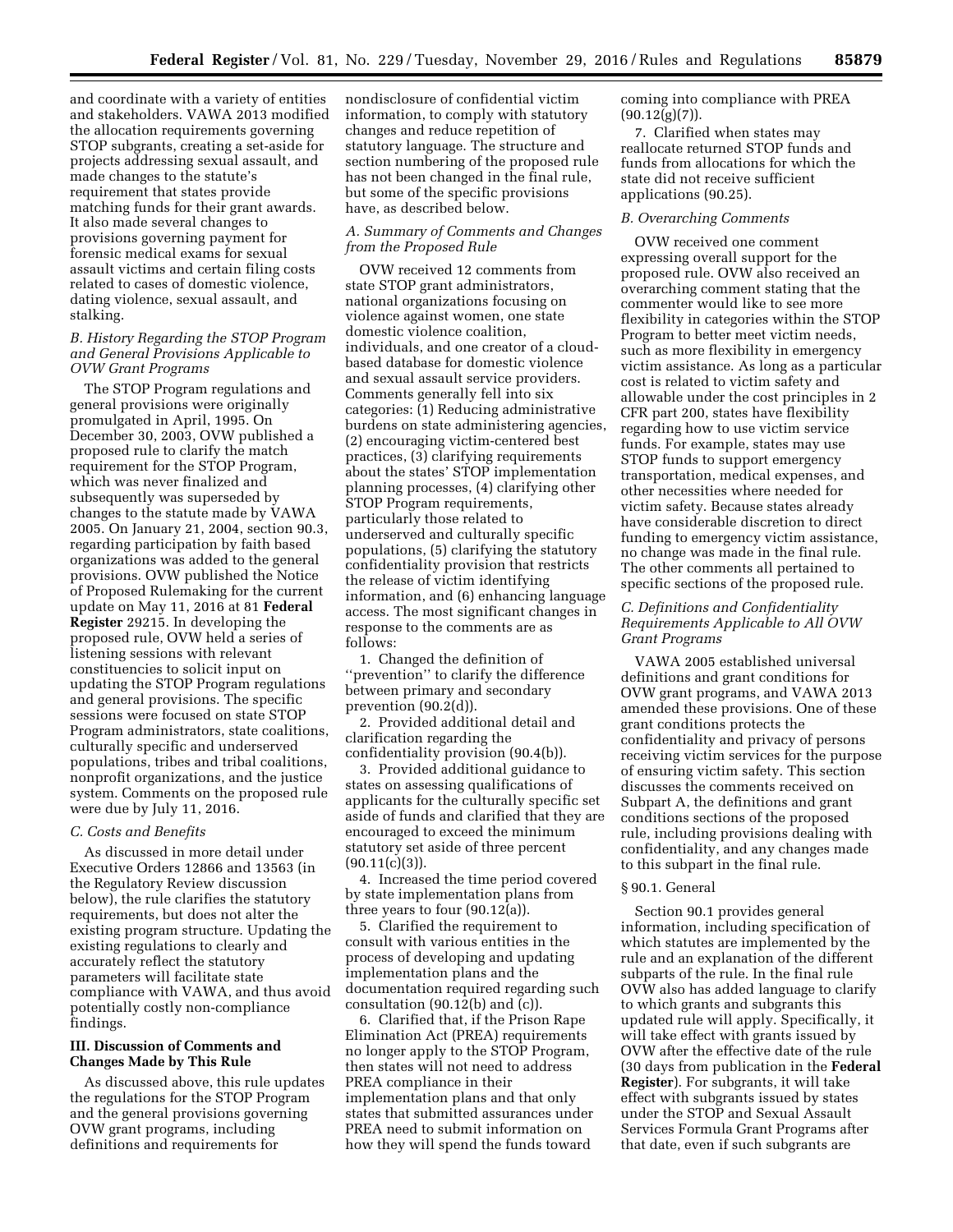and coordinate with a variety of entities and stakeholders. VAWA 2013 modified the allocation requirements governing STOP subgrants, creating a set-aside for projects addressing sexual assault, and made changes to the statute's requirement that states provide matching funds for their grant awards. It also made several changes to provisions governing payment for forensic medical exams for sexual assault victims and certain filing costs related to cases of domestic violence, dating violence, sexual assault, and stalking.

### *B. History Regarding the STOP Program and General Provisions Applicable to OVW Grant Programs*

The STOP Program regulations and general provisions were originally promulgated in April, 1995. On December 30, 2003, OVW published a proposed rule to clarify the match requirement for the STOP Program, which was never finalized and subsequently was superseded by changes to the statute made by VAWA 2005. On January 21, 2004, section 90.3, regarding participation by faith based organizations was added to the general provisions. OVW published the Notice of Proposed Rulemaking for the current update on May 11, 2016 at 81 **Federal Register** 29215. In developing the proposed rule, OVW held a series of listening sessions with relevant constituencies to solicit input on updating the STOP Program regulations and general provisions. The specific sessions were focused on state STOP Program administrators, state coalitions, culturally specific and underserved populations, tribes and tribal coalitions, nonprofit organizations, and the justice system. Comments on the proposed rule were due by July 11, 2016.

### *C. Costs and Benefits*

As discussed in more detail under Executive Orders 12866 and 13563 (in the Regulatory Review discussion below), the rule clarifies the statutory requirements, but does not alter the existing program structure. Updating the existing regulations to clearly and accurately reflect the statutory parameters will facilitate state compliance with VAWA, and thus avoid potentially costly non-compliance findings.

## III. Discussion of Comments and Changes Made by This Rule

As discussed above, this rule updates the regulations for the STOP Program and the general provisions governing OVW grant programs, including definitions and requirements for nondisclosure of confidential victim information, to comply with statutory changes and reduce repetition of statutory language. The structure and section numbering of the proposed rule has not been changed in the final rule, but some of the specific provisions have, as described below.

### *A. Summary of Comments and Changes from the Proposed Rule*

OVW received 12 comments from state STOP grant administrators, national organizations focusing on violence against women, one state domestic violence coalition, individuals, and one creator of a cloud-based database for domestic violence and sexual assault service providers. Comments generally fell into six categories: (1) Reducing administrative burdens on state administering agencies, (2) encouraging victim-centered best practices, (3) clarifying requirements about the states' STOP implementation planning processes, (4) clarifying other STOP Program requirements, particularly those related to underserved and culturally specific populations, (5) clarifying the statutory confidentiality provision that restricts the release of victim identifying information, and (6) enhancing language access. The most significant changes in response to the comments are as follows:

1. Changed the definition of ''prevention'' to clarify the difference between primary and secondary prevention (90.2(d)).
2. Provided additional detail and clarification regarding the confidentiality provision (90.4(b)).
3. Provided additional guidance to states on assessing qualifications of applicants for the culturally specific set aside of funds and clarified that they are encouraged to exceed the minimum statutory set aside of three percent (90.11(c)(3)).
4. Increased the time period covered by state implementation plans from three years to four (90.12(a)).
5. Clarified the requirement to consult with various entities in the process of developing and updating implementation plans and the documentation required regarding such consultation (90.12(b) and (c)).
6. Clarified that, if the Prison Rape Elimination Act (PREA) requirements no longer apply to the STOP Program, then states will not need to address PREA compliance in their implementation plans and that only states that submitted assurances under PREA need to submit information on how they will spend the funds toward coming into compliance with PREA (90.12(g)(7)).
7. Clarified when states may reallocate returned STOP funds and funds from allocations for which the state did not receive sufficient applications (90.25).

### *B. Overarching Comments*

OVW received one comment expressing overall support for the proposed rule. OVW also received an overarching comment stating that the commenter would like to see more flexibility in categories within the STOP Program to better meet victim needs, such as more flexibility in emergency victim assistance. As long as a particular cost is related to victim safety and allowable under the cost principles in 2 CFR part 200, states have flexibility regarding how to use victim service funds. For example, states may use STOP funds to support emergency transportation, medical expenses, and other necessities where needed for victim safety. Because states already have considerable discretion to direct funding to emergency victim assistance, no change was made in the final rule. The other comments all pertained to specific sections of the proposed rule.

### *C. Definitions and Confidentiality Requirements Applicable to All OVW Grant Programs*

VAWA 2005 established universal definitions and grant conditions for OVW grant programs, and VAWA 2013 amended these provisions. One of these grant conditions protects the confidentiality and privacy of persons receiving victim services for the purpose of ensuring victim safety. This section discusses the comments received on Subpart A, the definitions and grant conditions sections of the proposed rule, including provisions dealing with confidentiality, and any changes made to this subpart in the final rule.

#### § 90.1. General

Section 90.1 provides general information, including specification of which statutes are implemented by the rule and an explanation of the different subparts of the rule. In the final rule OVW also has added language to clarify to which grants and subgrants this updated rule will apply. Specifically, it will take effect with grants issued by OVW after the effective date of the rule (30 days from publication in the **Federal Register**). For subgrants, it will take effect with subgrants issued by states under the STOP and Sexual Assault Services Formula Grant Programs after that date, even if such subgrants are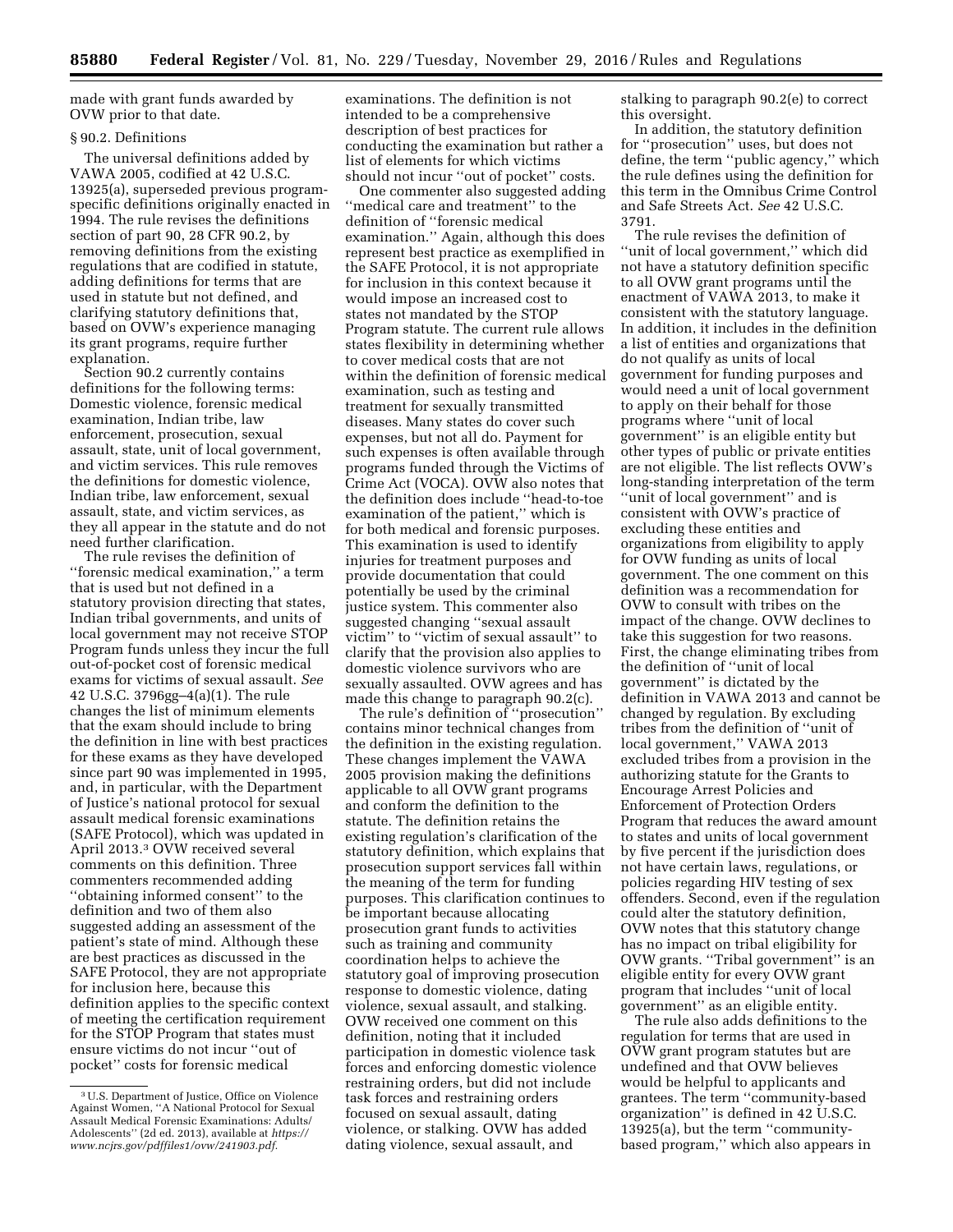made with grant funds awarded by OVW prior to that date.

### § 90.2. Definitions

The universal definitions added by VAWA 2005, codified at 42 U.S.C. 13925(a), superseded previous program-specific definitions originally enacted in 1994. The rule revises the definitions section of part 90, 28 CFR 90.2, by removing definitions from the existing regulations that are codified in statute, adding definitions for terms that are used in statute but not defined, and clarifying statutory definitions that, based on OVW's experience managing its grant programs, require further explanation.

Section 90.2 currently contains definitions for the following terms: Domestic violence, forensic medical examination, Indian tribe, law enforcement, prosecution, sexual assault, state, unit of local government, and victim services. This rule removes the definitions for domestic violence, Indian tribe, law enforcement, sexual assault, state, and victim services, as they all appear in the statute and do not need further clarification.

The rule revises the definition of "forensic medical examination," a term that is used but not defined in a statutory provision directing that states, Indian tribal governments, and units of local government may not receive STOP Program funds unless they incur the full out-of-pocket cost of forensic medical exams for victims of sexual assault. *See* 42 U.S.C. 3796gg–4(a)(1). The rule changes the list of minimum elements that the exam should include to bring the definition in line with best practices for these exams as they have developed since part 90 was implemented in 1995, and, in particular, with the Department of Justice's national protocol for sexual assault medical forensic examinations (SAFE Protocol), which was updated in April 2013.[3] OVW received several comments on this definition. Three commenters recommended adding "obtaining informed consent" to the definition and two of them also suggested adding an assessment of the patient's state of mind. Although these are best practices as discussed in the SAFE Protocol, they are not appropriate for inclusion here, because this definition applies to the specific context of meeting the certification requirement for the STOP Program that states must ensure victims do not incur "out of pocket" costs for forensic medical examinations. The definition is not intended to be a comprehensive description of best practices for conducting the examination but rather a list of elements for which victims should not incur "out of pocket" costs.

One commenter also suggested adding "medical care and treatment" to the definition of "forensic medical examination." Again, although this does represent best practice as exemplified in the SAFE Protocol, it is not appropriate for inclusion in this context because it would impose an increased cost to states not mandated by the STOP Program statute. The current rule allows states flexibility in determining whether to cover medical costs that are not within the definition of forensic medical examination, such as testing and treatment for sexually transmitted diseases. Many states do cover such expenses, but not all do. Payment for such expenses is often available through programs funded through the Victims of Crime Act (VOCA). OVW also notes that the definition does include "head-to-toe examination of the patient," which is for both medical and forensic purposes. This examination is used to identify injuries for treatment purposes and provide documentation that could potentially be used by the criminal justice system. This commenter also suggested changing "sexual assault victim" to "victim of sexual assault" to clarify that the provision also applies to domestic violence survivors who are sexually assaulted. OVW agrees and has made this change to paragraph 90.2(c).

The rule's definition of "prosecution" contains minor technical changes from the definition in the existing regulation. These changes implement the VAWA 2005 provision making the definitions applicable to all OVW grant programs and conform the definition to the statute. The definition retains the existing regulation's clarification of the statutory definition, which explains that prosecution support services fall within the meaning of the term for funding purposes. This clarification continues to be important because allocating prosecution grant funds to activities such as training and community coordination helps to achieve the statutory goal of improving prosecution response to domestic violence, dating violence, sexual assault, and stalking. OVW received one comment on this definition, noting that it included participation in domestic violence task forces and enforcing domestic violence restraining orders, but did not include task forces and restraining orders focused on sexual assault, dating violence, or stalking. OVW has added dating violence, sexual assault, and stalking to paragraph 90.2(e) to correct this oversight.

In addition, the statutory definition for "prosecution" uses, but does not define, the term "public agency," which the rule defines using the definition for this term in the Omnibus Crime Control and Safe Streets Act. *See* 42 U.S.C. 3791.

The rule revises the definition of "unit of local government," which did not have a statutory definition specific to all OVW grant programs until the enactment of VAWA 2013, to make it consistent with the statutory language. In addition, it includes in the definition a list of entities and organizations that do not qualify as units of local government for funding purposes and would need a unit of local government to apply on their behalf for those programs where "unit of local government" is an eligible entity but other types of public or private entities are not eligible. The list reflects OVW's long-standing interpretation of the term "unit of local government" and is consistent with OVW's practice of excluding these entities and organizations from eligibility to apply for OVW funding as units of local government. The one comment on this definition was a recommendation for OVW to consult with tribes on the impact of the change. OVW declines to take this suggestion for two reasons. First, the change eliminating tribes from the definition of "unit of local government" is dictated by the definition in VAWA 2013 and cannot be changed by regulation. By excluding tribes from the definition of "unit of local government," VAWA 2013 excluded tribes from a provision in the authorizing statute for the Grants to Encourage Arrest Policies and Enforcement of Protection Orders Program that reduces the award amount to states and units of local government by five percent if the jurisdiction does not have certain laws, regulations, or policies regarding HIV testing of sex offenders. Second, even if the regulation could alter the statutory definition, OVW notes that this statutory change has no impact on tribal eligibility for OVW grants. "Tribal government" is an eligible entity for every OVW grant program that includes "unit of local government" as an eligible entity.

The rule also adds definitions to the regulation for terms that are used in OVW grant program statutes but are undefined and that OVW believes would be helpful to applicants and grantees. The term "community-based organization" is defined in 42 U.S.C. 13925(a), but the term "community-based program," which also appears in

[3] U.S. Department of Justice, Office on Violence Against Women, "A National Protocol for Sexual Assault Medical Forensic Examinations: Adults/Adolescents" (2d ed. 2013), available at *https://www.ncjrs.gov/pdffiles1/ovw/241903.pdf.*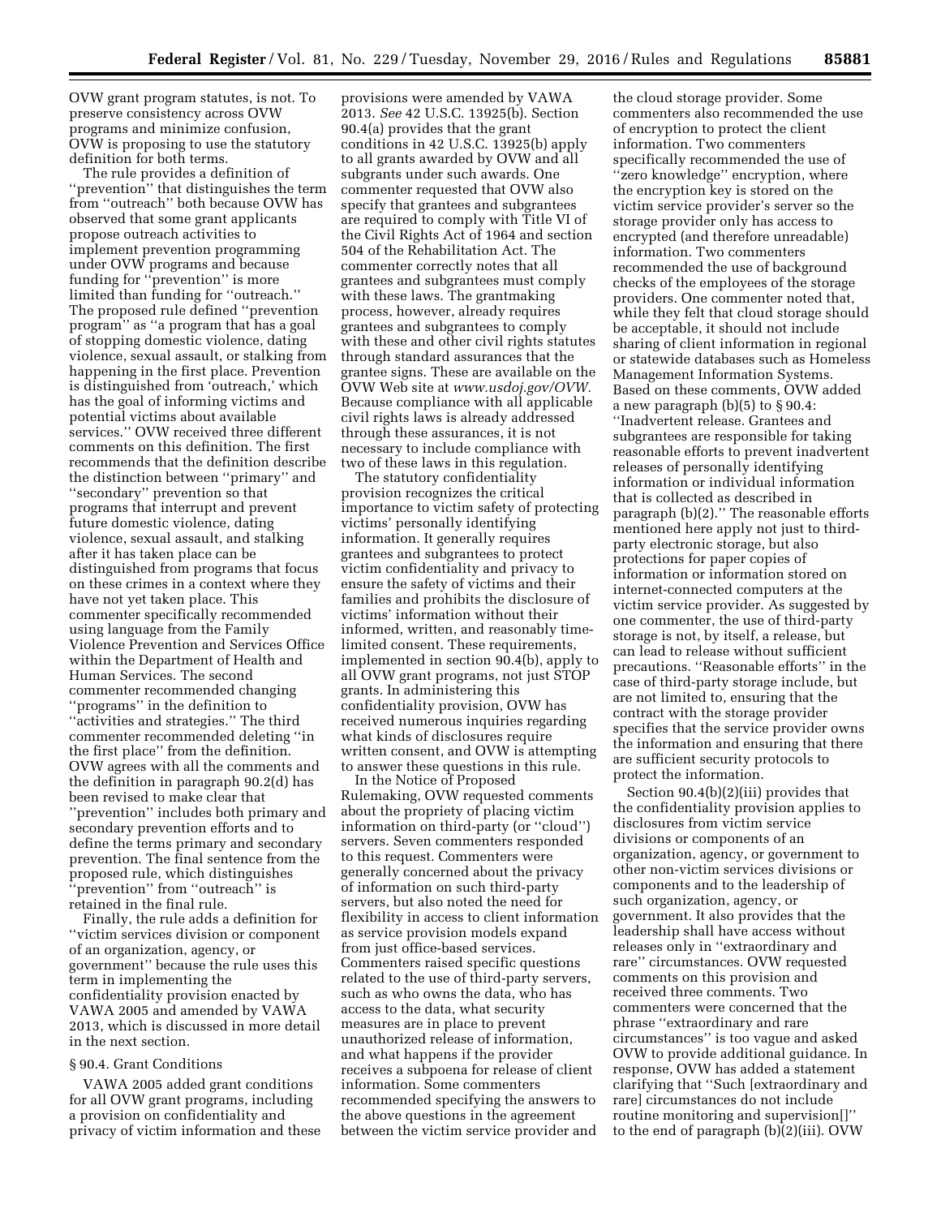OVW grant program statutes, is not. To preserve consistency across OVW programs and minimize confusion, OVW is proposing to use the statutory definition for both terms.

The rule provides a definition of ''prevention'' that distinguishes the term from ''outreach'' both because OVW has observed that some grant applicants propose outreach activities to implement prevention programming under OVW programs and because funding for ''prevention'' is more limited than funding for ''outreach.'' The proposed rule defined ''prevention program'' as ''a program that has a goal of stopping domestic violence, dating violence, sexual assault, or stalking from happening in the first place. Prevention is distinguished from 'outreach,' which has the goal of informing victims and potential victims about available services.'' OVW received three different comments on this definition. The first recommends that the definition describe the distinction between ''primary'' and ''secondary'' prevention so that programs that interrupt and prevent future domestic violence, dating violence, sexual assault, and stalking after it has taken place can be distinguished from programs that focus on these crimes in a context where they have not yet taken place. This commenter specifically recommended using language from the Family Violence Prevention and Services Office within the Department of Health and Human Services. The second commenter recommended changing ''programs'' in the definition to ''activities and strategies.'' The third commenter recommended deleting ''in the first place'' from the definition. OVW agrees with all the comments and the definition in paragraph 90.2(d) has been revised to make clear that ''prevention'' includes both primary and secondary prevention efforts and to define the terms primary and secondary prevention. The final sentence from the proposed rule, which distinguishes ''prevention'' from ''outreach'' is retained in the final rule.

Finally, the rule adds a definition for ''victim services division or component of an organization, agency, or government'' because the rule uses this term in implementing the confidentiality provision enacted by VAWA 2005 and amended by VAWA 2013, which is discussed in more detail in the next section.

§ 90.4. Grant Conditions

VAWA 2005 added grant conditions for all OVW grant programs, including a provision on confidentiality and privacy of victim information and these provisions were amended by VAWA 2013. *See* 42 U.S.C. 13925(b). Section 90.4(a) provides that the grant conditions in 42 U.S.C. 13925(b) apply to all grants awarded by OVW and all subgrants under such awards. One commenter requested that OVW also specify that grantees and subgrantees are required to comply with Title VI of the Civil Rights Act of 1964 and section 504 of the Rehabilitation Act. The commenter correctly notes that all grantees and subgrantees must comply with these laws. The grantmaking process, however, already requires grantees and subgrantees to comply with these and other civil rights statutes through standard assurances that the grantee signs. These are available on the OVW Web site at *www.usdoj.gov/OVW*. Because compliance with all applicable civil rights laws is already addressed through these assurances, it is not necessary to include compliance with two of these laws in this regulation.

The statutory confidentiality provision recognizes the critical importance to victim safety of protecting victims' personally identifying information. It generally requires grantees and subgrantees to protect victim confidentiality and privacy to ensure the safety of victims and their families and prohibits the disclosure of victims' information without their informed, written, and reasonably time-limited consent. These requirements, implemented in section 90.4(b), apply to all OVW grant programs, not just STOP grants. In administering this confidentiality provision, OVW has received numerous inquiries regarding what kinds of disclosures require written consent, and OVW is attempting to answer these questions in this rule.

In the Notice of Proposed Rulemaking, OVW requested comments about the propriety of placing victim information on third-party (or ''cloud'') servers. Seven commenters responded to this request. Commenters were generally concerned about the privacy of information on such third-party servers, but also noted the need for flexibility in access to client information as service provision models expand from just office-based services. Commenters raised specific questions related to the use of third-party servers, such as who owns the data, who has access to the data, what security measures are in place to prevent unauthorized release of information, and what happens if the provider receives a subpoena for release of client information. Some commenters recommended specifying the answers to the above questions in the agreement between the victim service provider and the cloud storage provider. Some commenters also recommended the use of encryption to protect the client information. Two commenters specifically recommended the use of ''zero knowledge'' encryption, where the encryption key is stored on the victim service provider's server so the storage provider only has access to encrypted (and therefore unreadable) information. Two commenters recommended the use of background checks of the employees of the storage providers. One commenter noted that, while they felt that cloud storage should be acceptable, it should not include sharing of client information in regional or statewide databases such as Homeless Management Information Systems. Based on these comments, OVW added a new paragraph (b)(5) to § 90.4: ''Inadvertent release. Grantees and subgrantees are responsible for taking reasonable efforts to prevent inadvertent releases of personally identifying information or individual information that is collected as described in paragraph (b)(2).'' The reasonable efforts mentioned here apply not just to third-party electronic storage, but also protections for paper copies of information or information stored on internet-connected computers at the victim service provider. As suggested by one commenter, the use of third-party storage is not, by itself, a release, but can lead to release without sufficient precautions. ''Reasonable efforts'' in the case of third-party storage include, but are not limited to, ensuring that the contract with the storage provider specifies that the service provider owns the information and ensuring that there are sufficient security protocols to protect the information.

Section 90.4(b)(2)(iii) provides that the confidentiality provision applies to disclosures from victim service divisions or components of an organization, agency, or government to other non-victim services divisions or components and to the leadership of such organization, agency, or government. It also provides that the leadership shall have access without releases only in ''extraordinary and rare'' circumstances. OVW requested comments on this provision and received three comments. Two commenters were concerned that the phrase ''extraordinary and rare circumstances'' is too vague and asked OVW to provide additional guidance. In response, OVW has added a statement clarifying that ''Such [extraordinary and rare] circumstances do not include routine monitoring and supervision[]'' to the end of paragraph (b)(2)(iii). OVW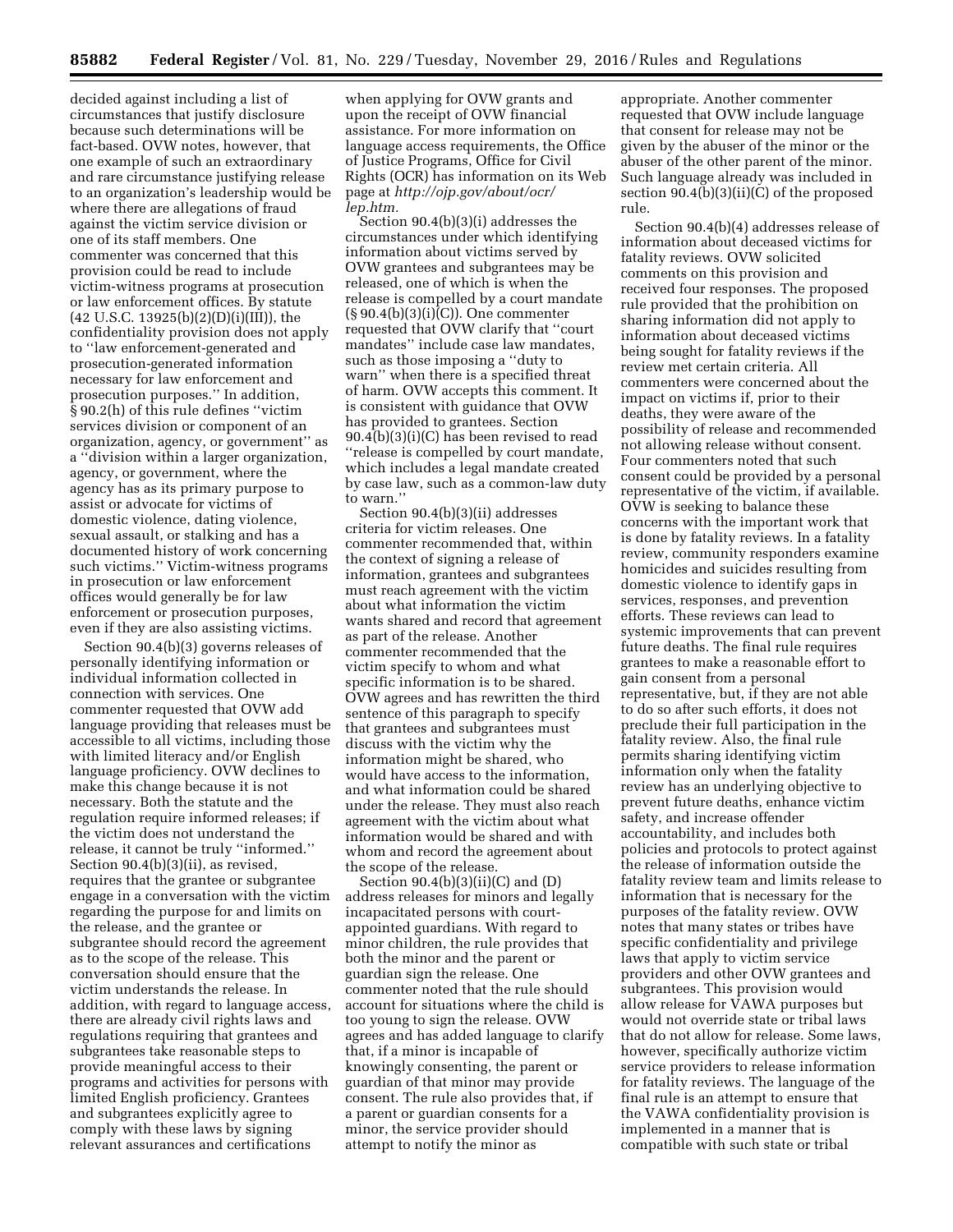decided against including a list of circumstances that justify disclosure because such determinations will be fact-based. OVW notes, however, that one example of such an extraordinary and rare circumstance justifying release to an organization's leadership would be where there are allegations of fraud against the victim service division or one of its staff members. One commenter was concerned that this provision could be read to include victim-witness programs at prosecution or law enforcement offices. By statute (42 U.S.C. 13925(b)(2)(D)(i)(III)), the confidentiality provision does not apply to ''law enforcement-generated and prosecution-generated information necessary for law enforcement and prosecution purposes.'' In addition, § 90.2(h) of this rule defines ''victim services division or component of an organization, agency, or government'' as a ''division within a larger organization, agency, or government, where the agency has as its primary purpose to assist or advocate for victims of domestic violence, dating violence, sexual assault, or stalking and has a documented history of work concerning such victims.'' Victim-witness programs in prosecution or law enforcement offices would generally be for law enforcement or prosecution purposes, even if they are also assisting victims.

Section 90.4(b)(3) governs releases of personally identifying information or individual information collected in connection with services. One commenter requested that OVW add language providing that releases must be accessible to all victims, including those with limited literacy and/or English language proficiency. OVW declines to make this change because it is not necessary. Both the statute and the regulation require informed releases; if the victim does not understand the release, it cannot be truly ''informed.'' Section 90.4(b)(3)(ii), as revised, requires that the grantee or subgrantee engage in a conversation with the victim regarding the purpose for and limits on the release, and the grantee or subgrantee should record the agreement as to the scope of the release. This conversation should ensure that the victim understands the release. In addition, with regard to language access, there are already civil rights laws and regulations requiring that grantees and subgrantees take reasonable steps to provide meaningful access to their programs and activities for persons with limited English proficiency. Grantees and subgrantees explicitly agree to comply with these laws by signing relevant assurances and certifications when applying for OVW grants and upon the receipt of OVW financial assistance. For more information on language access requirements, the Office of Justice Programs, Office for Civil Rights (OCR) has information on its Web page at *http://ojp.gov/about/ocr/lep.htm.*

Section 90.4(b)(3)(i) addresses the circumstances under which identifying information about victims served by OVW grantees and subgrantees may be released, one of which is when the release is compelled by a court mandate (§ 90.4(b)(3)(i)(C)). One commenter requested that OVW clarify that ''court mandates'' include case law mandates, such as those imposing a ''duty to warn'' when there is a specified threat of harm. OVW accepts this comment. It is consistent with guidance that OVW has provided to grantees. Section 90.4(b)(3)(i)(C) has been revised to read ''release is compelled by court mandate, which includes a legal mandate created by case law, such as a common-law duty to warn.''

Section 90.4(b)(3)(ii) addresses criteria for victim releases. One commenter recommended that, within the context of signing a release of information, grantees and subgrantees must reach agreement with the victim about what information the victim wants shared and record that agreement as part of the release. Another commenter recommended that the victim specify to whom and what specific information is to be shared. OVW agrees and has rewritten the third sentence of this paragraph to specify that grantees and subgrantees must discuss with the victim why the information might be shared, who would have access to the information, and what information could be shared under the release. They must also reach agreement with the victim about what information would be shared and with whom and record the agreement about the scope of the release.

Section 90.4(b)(3)(ii)(C) and (D) address releases for minors and legally incapacitated persons with court-appointed guardians. With regard to minor children, the rule provides that both the minor and the parent or guardian sign the release. One commenter noted that the rule should account for situations where the child is too young to sign the release. OVW agrees and has added language to clarify that, if a minor is incapable of knowingly consenting, the parent or guardian of that minor may provide consent. The rule also provides that, if a parent or guardian consents for a minor, the service provider should attempt to notify the minor as appropriate. Another commenter requested that OVW include language that consent for release may not be given by the abuser of the minor or the abuser of the other parent of the minor. Such language already was included in section 90.4(b)(3)(ii)(C) of the proposed rule.

Section 90.4(b)(4) addresses release of information about deceased victims for fatality reviews. OVW solicited comments on this provision and received four responses. The proposed rule provided that the prohibition on sharing information did not apply to information about deceased victims being sought for fatality reviews if the review met certain criteria. All commenters were concerned about the impact on victims if, prior to their deaths, they were aware of the possibility of release and recommended not allowing release without consent. Four commenters noted that such consent could be provided by a personal representative of the victim, if available. OVW is seeking to balance these concerns with the important work that is done by fatality reviews. In a fatality review, community responders examine homicides and suicides resulting from domestic violence to identify gaps in services, responses, and prevention efforts. These reviews can lead to systemic improvements that can prevent future deaths. The final rule requires grantees to make a reasonable effort to gain consent from a personal representative, but, if they are not able to do so after such efforts, it does not preclude their full participation in the fatality review. Also, the final rule permits sharing identifying victim information only when the fatality review has an underlying objective to prevent future deaths, enhance victim safety, and increase offender accountability, and includes both policies and protocols to protect against the release of information outside the fatality review team and limits release to information that is necessary for the purposes of the fatality review. OVW notes that many states or tribes have specific confidentiality and privilege laws that apply to victim service providers and other OVW grantees and subgrantees. This provision would allow release for VAWA purposes but would not override state or tribal laws that do not allow for release. Some laws, however, specifically authorize victim service providers to release information for fatality reviews. The language of the final rule is an attempt to ensure that the VAWA confidentiality provision is implemented in a manner that is compatible with such state or tribal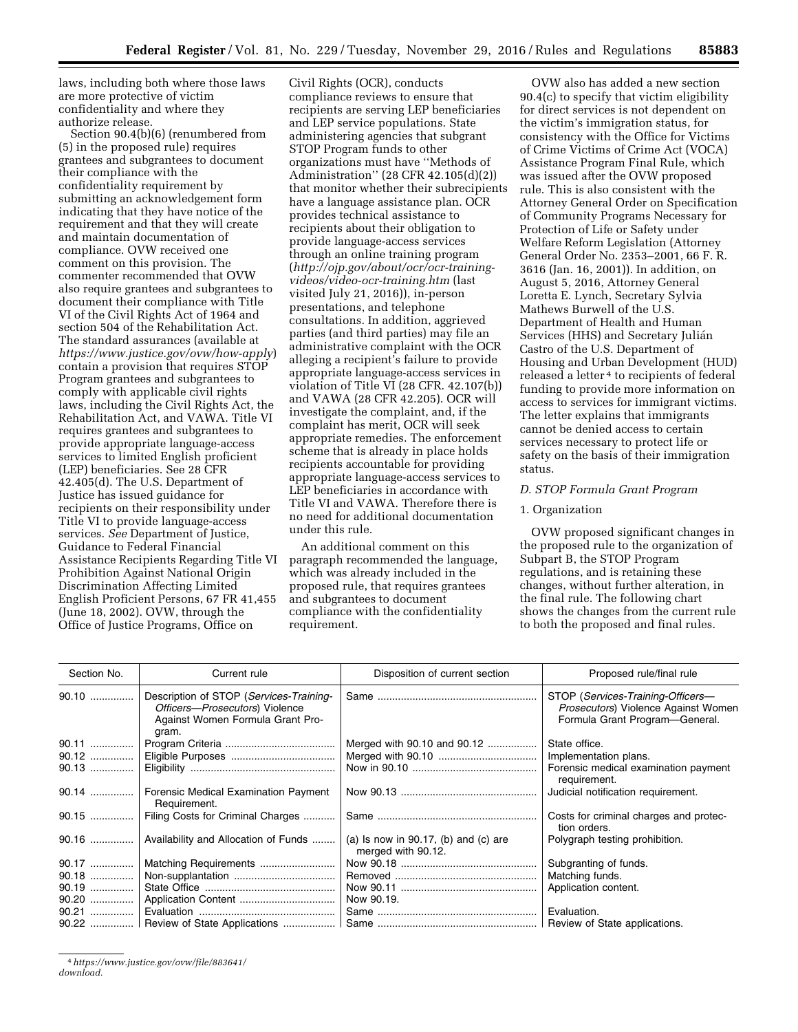laws, including both where those laws are more protective of victim confidentiality and where they authorize release.

Section 90.4(b)(6) (renumbered from (5) in the proposed rule) requires grantees and subgrantees to document their compliance with the confidentiality requirement by submitting an acknowledgement form indicating that they have notice of the requirement and that they will create and maintain documentation of compliance. OVW received one comment on this provision. The commenter recommended that OVW also require grantees and subgrantees to document their compliance with Title VI of the Civil Rights Act of 1964 and section 504 of the Rehabilitation Act. The standard assurances (available at *https://www.justice.gov/ovw/how-apply*) contain a provision that requires STOP Program grantees and subgrantees to comply with applicable civil rights laws, including the Civil Rights Act, the Rehabilitation Act, and VAWA. Title VI requires grantees and subgrantees to provide appropriate language-access services to limited English proficient (LEP) beneficiaries. See 28 CFR 42.405(d). The U.S. Department of Justice has issued guidance for recipients on their responsibility under Title VI to provide language-access services. *See* Department of Justice, Guidance to Federal Financial Assistance Recipients Regarding Title VI Prohibition Against National Origin Discrimination Affecting Limited English Proficient Persons, 67 FR 41,455 (June 18, 2002). OVW, through the Office of Justice Programs, Office on Civil Rights (OCR), conducts compliance reviews to ensure that recipients are serving LEP beneficiaries and LEP service populations. State administering agencies that subgrant STOP Program funds to other organizations must have ''Methods of Administration'' (28 CFR 42.105(d)(2)) that monitor whether their subrecipients have a language assistance plan. OCR provides technical assistance to recipients about their obligation to provide language-access services through an online training program (*http://ojp.gov/about/ocr/ocr-training-videos/video-ocr-training.htm* (last visited July 21, 2016)), in-person presentations, and telephone consultations. In addition, aggrieved parties (and third parties) may file an administrative complaint with the OCR alleging a recipient's failure to provide appropriate language-access services in violation of Title VI (28 CFR. 42.107(b)) and VAWA (28 CFR 42.205). OCR will investigate the complaint, and, if the complaint has merit, OCR will seek appropriate remedies. The enforcement scheme that is already in place holds recipients accountable for providing appropriate language-access services to LEP beneficiaries in accordance with Title VI and VAWA. Therefore there is no need for additional documentation under this rule.

An additional comment on this paragraph recommended the language, which was already included in the proposed rule, that requires grantees and subgrantees to document compliance with the confidentiality requirement.

OVW also has added a new section 90.4(c) to specify that victim eligibility for direct services is not dependent on the victim's immigration status, for consistency with the Office for Victims of Crime Victims of Crime Act (VOCA) Assistance Program Final Rule, which was issued after the OVW proposed rule. This is also consistent with the Attorney General Order on Specification of Community Programs Necessary for Protection of Life or Safety under Welfare Reform Legislation (Attorney General Order No. 2353–2001, 66 F. R. 3616 (Jan. 16, 2001)). In addition, on August 5, 2016, Attorney General Loretta E. Lynch, Secretary Sylvia Mathews Burwell of the U.S. Department of Health and Human Services (HHS) and Secretary Julián Castro of the U.S. Department of Housing and Urban Development (HUD) released a letter[4] to recipients of federal funding to provide more information on access to services for immigrant victims. The letter explains that immigrants cannot be denied access to certain services necessary to protect life or safety on the basis of their immigration status.

*D. STOP Formula Grant Program*

1. Organization

OVW proposed significant changes in the proposed rule to the organization of Subpart B, the STOP Program regulations, and is retaining these changes, without further alteration, in the final rule. The following chart shows the changes from the current rule to both the proposed and final rules.

| Section No. | Current rule | Disposition of current section | Proposed rule/final rule |
|---|---|---|---|
| 90.10 | Description of STOP (*Services-Training-Officers—Prosecutors*) Violence Against Women Formula Grant Program. | Same | STOP (*Services-Training-Officers—Prosecutors*) Violence Against Women Formula Grant Program—General. |
| 90.11 | Program Criteria | Merged with 90.10 and 90.12 | State office. |
| 90.12 | Eligible Purposes | Merged with 90.10 | Implementation plans. |
| 90.13 | Eligibility | Now in 90.10 | Forensic medical examination payment requirement. |
| 90.14 | Forensic Medical Examination Payment Requirement. | Now 90.13 | Judicial notification requirement. |
| 90.15 | Filing Costs for Criminal Charges | Same | Costs for criminal charges and protection orders. |
| 90.16 | Availability and Allocation of Funds | (a) Is now in 90.17, (b) and (c) are merged with 90.12. | Polygraph testing prohibition. |
| 90.17 | Matching Requirements | Now 90.18 | Subgranting of funds. |
| 90.18 | Non-supplantation | Removed | Matching funds. |
| 90.19 | State Office | Now 90.11 | Application content. |
| 90.20 | Application Content | Now 90.19. | |
| 90.21 | Evaluation | Same | Evaluation. |
| 90.22 | Review of State Applications | Same | Review of State applications. |

[4] *https://www.justice.gov/ovw/file/883641/download.*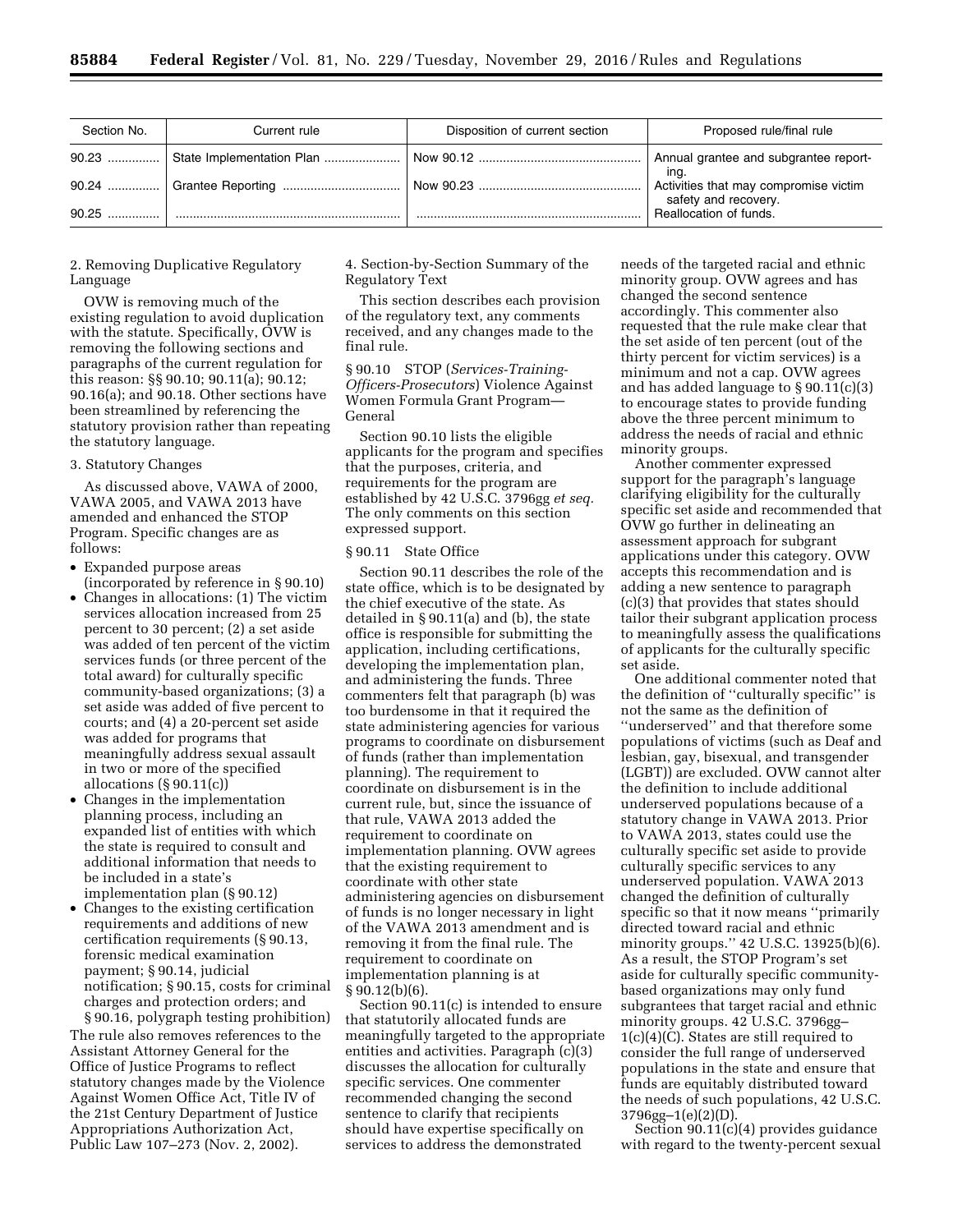| Section No. | Current rule | Disposition of current section | Proposed rule/final rule |
| --- | --- | --- | --- |
| 90.23 | State Implementation Plan | Now 90.12 | Annual grantee and subgrantee reporting. |
| 90.24 | Grantee Reporting | Now 90.23 | Activities that may compromise victim safety and recovery. |
| 90.25 | | | Reallocation of funds. |

2. Removing Duplicative Regulatory Language

OVW is removing much of the existing regulation to avoid duplication with the statute. Specifically, OVW is removing the following sections and paragraphs of the current regulation for this reason: §§ 90.10; 90.11(a); 90.12; 90.16(a); and 90.18. Other sections have been streamlined by referencing the statutory provision rather than repeating the statutory language.

3. Statutory Changes

As discussed above, VAWA of 2000, VAWA 2005, and VAWA 2013 have amended and enhanced the STOP Program. Specific changes are as follows:

- Expanded purpose areas (incorporated by reference in § 90.10)
- Changes in allocations: (1) The victim services allocation increased from 25 percent to 30 percent; (2) a set aside was added of ten percent of the victim services funds (or three percent of the total award) for culturally specific community-based organizations; (3) a set aside was added of five percent to courts; and (4) a 20-percent set aside was added for programs that meaningfully address sexual assault in two or more of the specified allocations (§ 90.11(c))
- Changes in the implementation planning process, including an expanded list of entities with which the state is required to consult and additional information that needs to be included in a state's implementation plan (§ 90.12)
- Changes to the existing certification requirements and additions of new certification requirements (§ 90.13, forensic medical examination payment; § 90.14, judicial notification; § 90.15, costs for criminal charges and protection orders; and § 90.16, polygraph testing prohibition)

The rule also removes references to the Assistant Attorney General for the Office of Justice Programs to reflect statutory changes made by the Violence Against Women Office Act, Title IV of the 21st Century Department of Justice Appropriations Authorization Act, Public Law 107–273 (Nov. 2, 2002).

4. Section-by-Section Summary of the Regulatory Text

This section describes each provision of the regulatory text, any comments received, and any changes made to the final rule.

§ 90.10 STOP (*Services-Training-Officers-Prosecutors*) Violence Against Women Formula Grant Program—General

Section 90.10 lists the eligible applicants for the program and specifies that the purposes, criteria, and requirements for the program are established by 42 U.S.C. 3796gg *et seq.* The only comments on this section expressed support.

§ 90.11 State Office

Section 90.11 describes the role of the state office, which is to be designated by the chief executive of the state. As detailed in § 90.11(a) and (b), the state office is responsible for submitting the application, including certifications, developing the implementation plan, and administering the funds. Three commenters felt that paragraph (b) was too burdensome in that it required the state administering agencies for various programs to coordinate on disbursement of funds (rather than implementation planning). The requirement to coordinate on disbursement is in the current rule, but, since the issuance of that rule, VAWA 2013 added the requirement to coordinate on implementation planning. OVW agrees that the existing requirement to coordinate with other state administering agencies on disbursement of funds is no longer necessary in light of the VAWA 2013 amendment and is removing it from the final rule. The requirement to coordinate on implementation planning is at § 90.12(b)(6).

Section 90.11(c) is intended to ensure that statutorily allocated funds are meaningfully targeted to the appropriate entities and activities. Paragraph (c)(3) discusses the allocation for culturally specific services. One commenter recommended changing the second sentence to clarify that recipients should have expertise specifically on services to address the demonstrated needs of the targeted racial and ethnic minority group. OVW agrees and has changed the second sentence accordingly. This commenter also requested that the rule make clear that the set aside of ten percent (out of the thirty percent for victim services) is a minimum and not a cap. OVW agrees and has added language to § 90.11(c)(3) to encourage states to provide funding above the three percent minimum to address the needs of racial and ethnic minority groups.

Another commenter expressed support for the paragraph's language clarifying eligibility for the culturally specific set aside and recommended that OVW go further in delineating an assessment approach for subgrant applications under this category. OVW accepts this recommendation and is adding a new sentence to paragraph (c)(3) that provides that states should tailor their subgrant application process to meaningfully assess the qualifications of applicants for the culturally specific set aside.

One additional commenter noted that the definition of "culturally specific" is not the same as the definition of "underserved" and that therefore some populations of victims (such as Deaf and lesbian, gay, bisexual, and transgender (LGBT)) are excluded. OVW cannot alter the definition to include additional underserved populations because of a statutory change in VAWA 2013. Prior to VAWA 2013, states could use the culturally specific set aside to provide culturally specific services to any underserved population. VAWA 2013 changed the definition of culturally specific so that it now means "primarily directed toward racial and ethnic minority groups." 42 U.S.C. 13925(b)(6). As a result, the STOP Program's set aside for culturally specific community-based organizations may only fund subgrantees that target racial and ethnic minority groups. 42 U.S.C. 3796gg–1(c)(4)(C). States are still required to consider the full range of underserved populations in the state and ensure that funds are equitably distributed toward the needs of such populations, 42 U.S.C. 3796gg–1(e)(2)(D).

Section 90.11(c)(4) provides guidance with regard to the twenty-percent sexual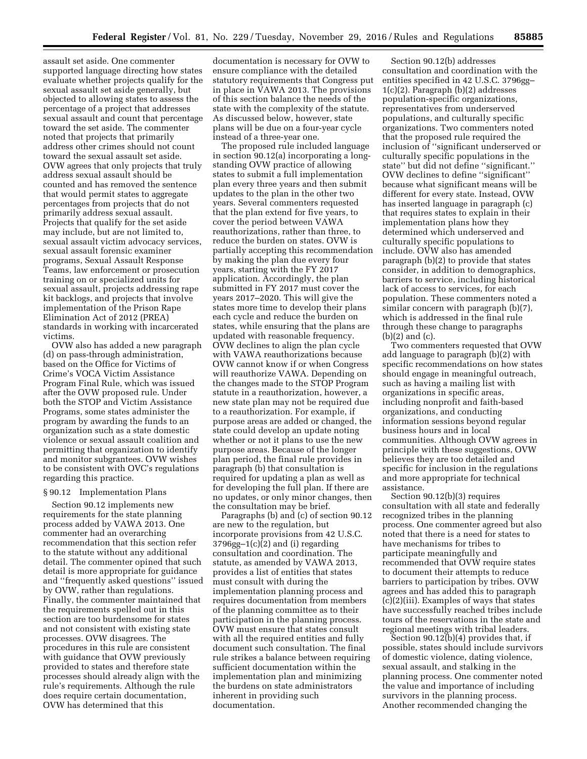assault set aside. One commenter supported language directing how states evaluate whether projects qualify for the sexual assault set aside generally, but objected to allowing states to assess the percentage of a project that addresses sexual assault and count that percentage toward the set aside. The commenter noted that projects that primarily address other crimes should not count toward the sexual assault set aside. OVW agrees that only projects that truly address sexual assault should be counted and has removed the sentence that would permit states to aggregate percentages from projects that do not primarily address sexual assault. Projects that qualify for the set aside may include, but are not limited to, sexual assault victim advocacy services, sexual assault forensic examiner programs, Sexual Assault Response Teams, law enforcement or prosecution training on or specialized units for sexual assault, projects addressing rape kit backlogs, and projects that involve implementation of the Prison Rape Elimination Act of 2012 (PREA) standards in working with incarcerated victims.

OVW also has added a new paragraph (d) on pass-through administration, based on the Office for Victims of Crime's VOCA Victim Assistance Program Final Rule, which was issued after the OVW proposed rule. Under both the STOP and Victim Assistance Programs, some states administer the program by awarding the funds to an organization such as a state domestic violence or sexual assault coalition and permitting that organization to identify and monitor subgrantees. OVW wishes to be consistent with OVC's regulations regarding this practice.

## § 90.12 Implementation Plans

Section 90.12 implements new requirements for the state planning process added by VAWA 2013. One commenter had an overarching recommendation that this section refer to the statute without any additional detail. The commenter opined that such detail is more appropriate for guidance and ''frequently asked questions'' issued by OVW, rather than regulations. Finally, the commenter maintained that the requirements spelled out in this section are too burdensome for states and not consistent with existing state processes. OVW disagrees. The procedures in this rule are consistent with guidance that OVW previously provided to states and therefore state processes should already align with the rule's requirements. Although the rule does require certain documentation, OVW has determined that this documentation is necessary for OVW to ensure compliance with the detailed statutory requirements that Congress put in place in VAWA 2013. The provisions of this section balance the needs of the state with the complexity of the statute. As discussed below, however, state plans will be due on a four-year cycle instead of a three-year one.

The proposed rule included language in section 90.12(a) incorporating a long-standing OVW practice of allowing states to submit a full implementation plan every three years and then submit updates to the plan in the other two years. Several commenters requested that the plan extend for five years, to cover the period between VAWA reauthorizations, rather than three, to reduce the burden on states. OVW is partially accepting this recommendation by making the plan due every four years, starting with the FY 2017 application. Accordingly, the plan submitted in FY 2017 must cover the years 2017–2020. This will give the states more time to develop their plans each cycle and reduce the burden on states, while ensuring that the plans are updated with reasonable frequency. OVW declines to align the plan cycle with VAWA reauthorizations because OVW cannot know if or when Congress will reauthorize VAWA. Depending on the changes made to the STOP Program statute in a reauthorization, however, a new state plan may not be required due to a reauthorization. For example, if purpose areas are added or changed, the state could develop an update noting whether or not it plans to use the new purpose areas. Because of the longer plan period, the final rule provides in paragraph (b) that consultation is required for updating a plan as well as for developing the full plan. If there are no updates, or only minor changes, then the consultation may be brief.

Paragraphs (b) and (c) of section 90.12 are new to the regulation, but incorporate provisions from 42 U.S.C. 3796gg–1(c)(2) and (i) regarding consultation and coordination. The statute, as amended by VAWA 2013, provides a list of entities that states must consult with during the implementation planning process and requires documentation from members of the planning committee as to their participation in the planning process. OVW must ensure that states consult with all the required entities and fully document such consultation. The final rule strikes a balance between requiring sufficient documentation within the implementation plan and minimizing the burdens on state administrators inherent in providing such documentation.

Section 90.12(b) addresses consultation and coordination with the entities specified in 42 U.S.C. 3796gg–1(c)(2). Paragraph (b)(2) addresses population-specific organizations, representatives from underserved populations, and culturally specific organizations. Two commenters noted that the proposed rule required the inclusion of ''significant underserved or culturally specific populations in the state'' but did not define ''significant.'' OVW declines to define ''significant'' because what significant means will be different for every state. Instead, OVW has inserted language in paragraph (c) that requires states to explain in their implementation plans how they determined which underserved and culturally specific populations to include. OVW also has amended paragraph (b)(2) to provide that states consider, in addition to demographics, barriers to service, including historical lack of access to services, for each population. These commenters noted a similar concern with paragraph (b)(7), which is addressed in the final rule through these change to paragraphs (b)(2) and (c).

Two commenters requested that OVW add language to paragraph (b)(2) with specific recommendations on how states should engage in meaningful outreach, such as having a mailing list with organizations in specific areas, including nonprofit and faith-based organizations, and conducting information sessions beyond regular business hours and in local communities. Although OVW agrees in principle with these suggestions, OVW believes they are too detailed and specific for inclusion in the regulations and more appropriate for technical assistance.

Section 90.12(b)(3) requires consultation with all state and federally recognized tribes in the planning process. One commenter agreed but also noted that there is a need for states to have mechanisms for tribes to participate meaningfully and recommended that OVW require states to document their attempts to reduce barriers to participation by tribes. OVW agrees and has added this to paragraph (c)(2)(iii). Examples of ways that states have successfully reached tribes include tours of the reservations in the state and regional meetings with tribal leaders.

Section 90.12(b)(4) provides that, if possible, states should include survivors of domestic violence, dating violence, sexual assault, and stalking in the planning process. One commenter noted the value and importance of including survivors in the planning process. Another recommended changing the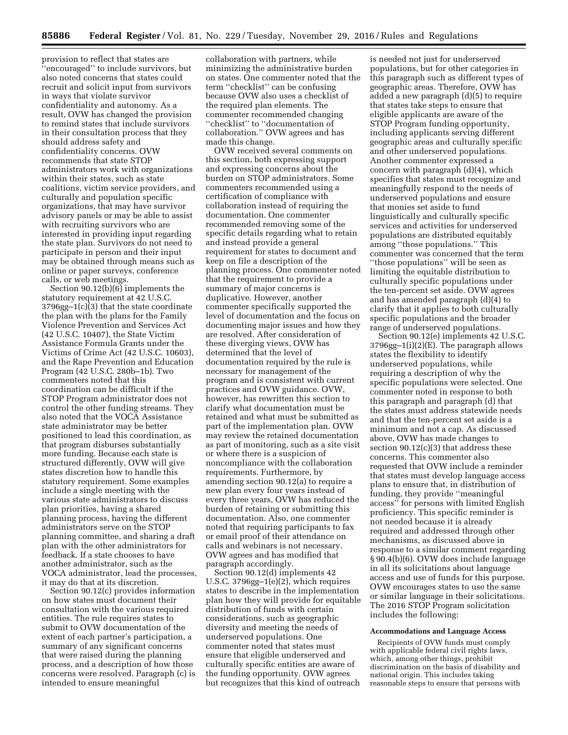provision to reflect that states are "encouraged" to include survivors, but also noted concerns that states could recruit and solicit input from survivors in ways that violate survivor confidentiality and autonomy. As a result, OVW has changed the provision to remind states that include survivors in their consultation process that they should address safety and confidentiality concerns. OVW recommends that state STOP administrators work with organizations within their states, such as state coalitions, victim service providers, and culturally and population specific organizations, that may have survivor advisory panels or may be able to assist with recruiting survivors who are interested in providing input regarding the state plan. Survivors do not need to participate in person and their input may be obtained through means such as online or paper surveys, conference calls, or web meetings.

Section 90.12(b)(6) implements the statutory requirement at 42 U.S.C. 3796gg–1(c)(3) that the state coordinate the plan with the plans for the Family Violence Prevention and Services Act (42 U.S.C. 10407), the State Victim Assistance Formula Grants under the Victims of Crime Act (42 U.S.C. 10603), and the Rape Prevention and Education Program (42 U.S.C. 280b–1b). Two commenters noted that this coordination can be difficult if the STOP Program administrator does not control the other funding streams. They also noted that the VOCA Assistance state administrator may be better positioned to lead this coordination, as that program disburses substantially more funding. Because each state is structured differently, OVW will give states discretion how to handle this statutory requirement. Some examples include a single meeting with the various state administrators to discuss plan priorities, having a shared planning process, having the different administrators serve on the STOP planning committee, and sharing a draft plan with the other administrators for feedback. If a state chooses to have another administrator, such as the VOCA administrator, lead the processes, it may do that at its discretion.

Section 90.12(c) provides information on how states must document their consultation with the various required entities. The rule requires states to submit to OVW documentation of the extent of each partner's participation, a summary of any significant concerns that were raised during the planning process, and a description of how those concerns were resolved. Paragraph (c) is intended to ensure meaningful collaboration with partners, while minimizing the administrative burden on states. One commenter noted that the term "checklist" can be confusing because OVW also uses a checklist of the required plan elements. The commenter recommended changing "checklist" to "documentation of collaboration." OVW agrees and has made this change.

OVW received several comments on this section, both expressing support and expressing concerns about the burden on STOP administrators. Some commenters recommended using a certification of compliance with collaboration instead of requiring the documentation. One commenter recommended removing some of the specific details regarding what to retain and instead provide a general requirement for states to document and keep on file a description of the planning process. One commenter noted that the requirement to provide a summary of major concerns is duplicative. However, another commenter specifically supported the level of documentation and the focus on documenting major issues and how they are resolved. After consideration of these diverging views, OVW has determined that the level of documentation required by the rule is necessary for management of the program and is consistent with current practices and OVW guidance. OVW, however, has rewritten this section to clarify what documentation must be retained and what must be submitted as part of the implementation plan. OVW may review the retained documentation as part of monitoring, such as a site visit or where there is a suspicion of noncompliance with the collaboration requirements. Furthermore, by amending section 90.12(a) to require a new plan every four years instead of every three years, OVW has reduced the burden of retaining or submitting this documentation. Also, one commenter noted that requiring participants to fax or email proof of their attendance on calls and webinars is not necessary. OVW agrees and has modified that paragraph accordingly.

Section 90.12(d) implements 42 U.S.C. 3796gg–1(e)(2), which requires states to describe in the implementation plan how they will provide for equitable distribution of funds with certain considerations, such as geographic diversity and meeting the needs of underserved populations. One commenter noted that states must ensure that eligible underserved and culturally specific entities are aware of the funding opportunity. OVW agrees but recognizes that this kind of outreach is needed not just for underserved populations, but for other categories in this paragraph such as different types of geographic areas. Therefore, OVW has added a new paragraph (d)(5) to require that states take steps to ensure that eligible applicants are aware of the STOP Program funding opportunity, including applicants serving different geographic areas and culturally specific and other underserved populations. Another commenter expressed a concern with paragraph (d)(4), which specifies that states must recognize and meaningfully respond to the needs of underserved populations and ensure that monies set aside to fund linguistically and culturally specific services and activities for underserved populations are distributed equitably among "those populations." This commenter was concerned that the term "those populations" will be seen as limiting the equitable distribution to culturally specific populations under the ten-percent set aside. OVW agrees and has amended paragraph (d)(4) to clarify that it applies to both culturally specific populations and the broader range of underserved populations.

Section 90.12(e) implements 42 U.S.C. 3796gg–1(i)(2)(E). The paragraph allows states the flexibility to identify underserved populations, while requiring a description of why the specific populations were selected. One commenter noted in response to both this paragraph and paragraph (d) that the states must address statewide needs and that the ten-percent set aside is a minimum and not a cap. As discussed above, OVW has made changes to section 90.12(c)(3) that address these concerns. This commenter also requested that OVW include a reminder that states must develop language access plans to ensure that, in distribution of funding, they provide "meaningful access" for persons with limited English proficiency. This specific reminder is not needed because it is already required and addressed through other mechanisms, as discussed above in response to a similar comment regarding § 90.4(b)(6). OVW does include language in all its solicitations about language access and use of funds for this purpose. OVW encourages states to use the same or similar language in their solicitations. The 2016 STOP Program solicitation includes the following:

**Accommodations and Language Access**

Recipients of OVW funds must comply with applicable federal civil rights laws, which, among other things, prohibit discrimination on the basis of disability and national origin. This includes taking reasonable steps to ensure that persons with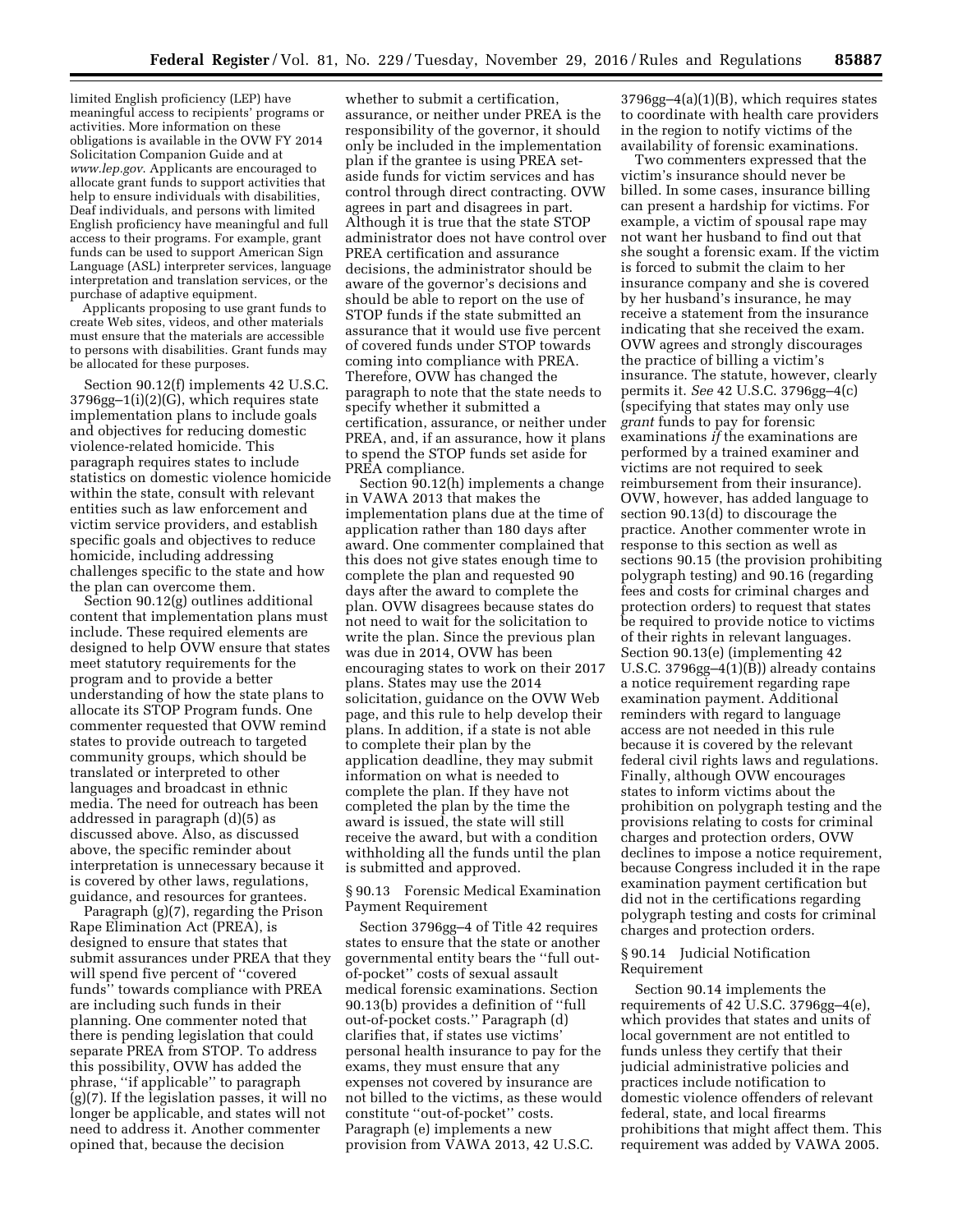limited English proficiency (LEP) have meaningful access to recipients' programs or activities. More information on these obligations is available in the OVW FY 2014 Solicitation Companion Guide and at *www.lep.gov*. Applicants are encouraged to allocate grant funds to support activities that help to ensure individuals with disabilities, Deaf individuals, and persons with limited English proficiency have meaningful and full access to their programs. For example, grant funds can be used to support American Sign Language (ASL) interpreter services, language interpretation and translation services, or the purchase of adaptive equipment.

Applicants proposing to use grant funds to create Web sites, videos, and other materials must ensure that the materials are accessible to persons with disabilities. Grant funds may be allocated for these purposes.

Section 90.12(f) implements 42 U.S.C. 3796gg–1(i)(2)(G), which requires state implementation plans to include goals and objectives for reducing domestic violence-related homicide. This paragraph requires states to include statistics on domestic violence homicide within the state, consult with relevant entities such as law enforcement and victim service providers, and establish specific goals and objectives to reduce homicide, including addressing challenges specific to the state and how the plan can overcome them.

Section 90.12(g) outlines additional content that implementation plans must include. These required elements are designed to help OVW ensure that states meet statutory requirements for the program and to provide a better understanding of how the state plans to allocate its STOP Program funds. One commenter requested that OVW remind states to provide outreach to targeted community groups, which should be translated or interpreted to other languages and broadcast in ethnic media. The need for outreach has been addressed in paragraph (d)(5) as discussed above. Also, as discussed above, the specific reminder about interpretation is unnecessary because it is covered by other laws, regulations, guidance, and resources for grantees.

Paragraph (g)(7), regarding the Prison Rape Elimination Act (PREA), is designed to ensure that states that submit assurances under PREA that they will spend five percent of "covered funds" towards compliance with PREA are including such funds in their planning. One commenter noted that there is pending legislation that could separate PREA from STOP. To address this possibility, OVW has added the phrase, "if applicable" to paragraph (g)(7). If the legislation passes, it will no longer be applicable, and states will not need to address it. Another commenter opined that, because the decision whether to submit a certification, assurance, or neither under PREA is the responsibility of the governor, it should only be included in the implementation plan if the grantee is using PREA set-aside funds for victim services and has control through direct contracting. OVW agrees in part and disagrees in part. Although it is true that the state STOP administrator does not have control over PREA certification and assurance decisions, the administrator should be aware of the governor's decisions and should be able to report on the use of STOP funds if the state submitted an assurance that it would use five percent of covered funds under STOP towards coming into compliance with PREA. Therefore, OVW has changed the paragraph to note that the state needs to specify whether it submitted a certification, assurance, or neither under PREA, and, if an assurance, how it plans to spend the STOP funds set aside for PREA compliance.

Section 90.12(h) implements a change in VAWA 2013 that makes the implementation plans due at the time of application rather than 180 days after award. One commenter complained that this does not give states enough time to complete the plan and requested 90 days after the award to complete the plan. OVW disagrees because states do not need to wait for the solicitation to write the plan. Since the previous plan was due in 2014, OVW has been encouraging states to work on their 2017 plans. States may use the 2014 solicitation, guidance on the OVW Web page, and this rule to help develop their plans. In addition, if a state is not able to complete their plan by the application deadline, they may submit information on what is needed to complete the plan. If they have not completed the plan by the time the award is issued, the state will still receive the award, but with a condition withholding all the funds until the plan is submitted and approved.

## § 90.13 Forensic Medical Examination Payment Requirement

Section 3796gg–4 of Title 42 requires states to ensure that the state or another governmental entity bears the "full out-of-pocket" costs of sexual assault medical forensic examinations. Section 90.13(b) provides a definition of "full out-of-pocket costs." Paragraph (d) clarifies that, if states use victims' personal health insurance to pay for the exams, they must ensure that any expenses not covered by insurance are not billed to the victims, as these would constitute "out-of-pocket" costs. Paragraph (e) implements a new provision from VAWA 2013, 42 U.S.C. 3796gg–4(a)(1)(B), which requires states to coordinate with health care providers in the region to notify victims of the availability of forensic examinations.

Two commenters expressed that the victim's insurance should never be billed. In some cases, insurance billing can present a hardship for victims. For example, a victim of spousal rape may not want her husband to find out that she sought a forensic exam. If the victim is forced to submit the claim to her insurance company and she is covered by her husband's insurance, he may receive a statement from the insurance indicating that she received the exam. OVW agrees and strongly discourages the practice of billing a victim's insurance. The statute, however, clearly permits it. *See* 42 U.S.C. 3796gg–4(c) (specifying that states may only use *grant* funds to pay for forensic examinations *if* the examinations are performed by a trained examiner and victims are not required to seek reimbursement from their insurance). OVW, however, has added language to section 90.13(d) to discourage the practice. Another commenter wrote in response to this section as well as sections 90.15 (the provision prohibiting polygraph testing) and 90.16 (regarding fees and costs for criminal charges and protection orders) to request that states be required to provide notice to victims of their rights in relevant languages. Section 90.13(e) (implementing 42 U.S.C. 3796gg–4(1)(B)) already contains a notice requirement regarding rape examination payment. Additional reminders with regard to language access are not needed in this rule because it is covered by the relevant federal civil rights laws and regulations. Finally, although OVW encourages states to inform victims about the prohibition on polygraph testing and the provisions relating to costs for criminal charges and protection orders, OVW declines to impose a notice requirement, because Congress included it in the rape examination payment certification but did not in the certifications regarding polygraph testing and costs for criminal charges and protection orders.

## § 90.14 Judicial Notification Requirement

Section 90.14 implements the requirements of 42 U.S.C. 3796gg–4(e), which provides that states and units of local government are not entitled to funds unless they certify that their judicial administrative policies and practices include notification to domestic violence offenders of relevant federal, state, and local firearms prohibitions that might affect them. This requirement was added by VAWA 2005.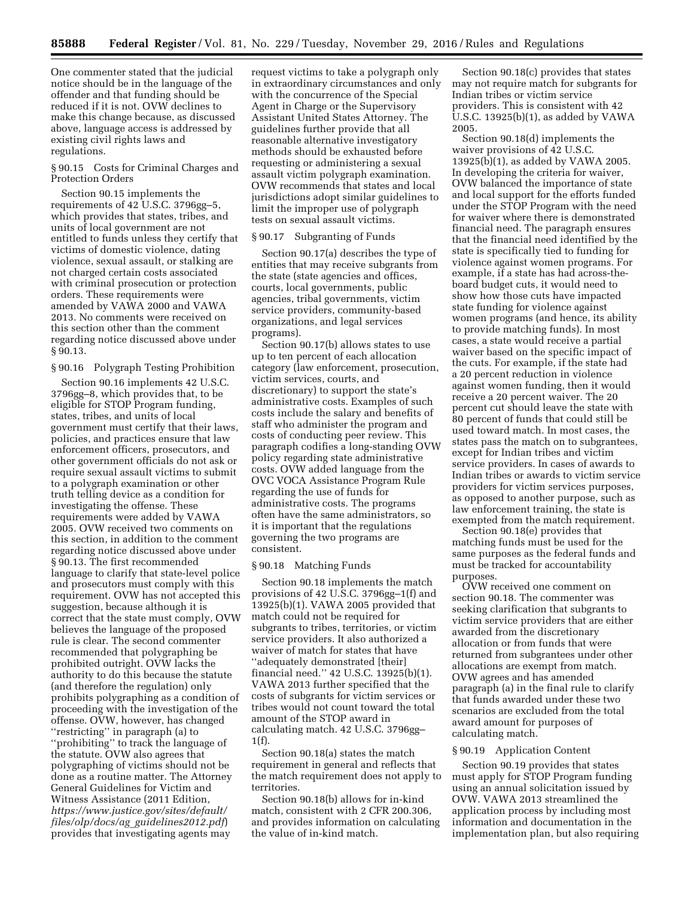One commenter stated that the judicial notice should be in the language of the offender and that funding should be reduced if it is not. OVW declines to make this change because, as discussed above, language access is addressed by existing civil rights laws and regulations.

### § 90.15 Costs for Criminal Charges and Protection Orders

Section 90.15 implements the requirements of 42 U.S.C. 3796gg–5, which provides that states, tribes, and units of local government are not entitled to funds unless they certify that victims of domestic violence, dating violence, sexual assault, or stalking are not charged certain costs associated with criminal prosecution or protection orders. These requirements were amended by VAWA 2000 and VAWA 2013. No comments were received on this section other than the comment regarding notice discussed above under § 90.13.

### § 90.16 Polygraph Testing Prohibition

Section 90.16 implements 42 U.S.C. 3796gg–8, which provides that, to be eligible for STOP Program funding, states, tribes, and units of local government must certify that their laws, policies, and practices ensure that law enforcement officers, prosecutors, and other government officials do not ask or require sexual assault victims to submit to a polygraph examination or other truth telling device as a condition for investigating the offense. These requirements were added by VAWA 2005. OVW received two comments on this section, in addition to the comment regarding notice discussed above under § 90.13. The first recommended language to clarify that state-level police and prosecutors must comply with this requirement. OVW has not accepted this suggestion, because although it is correct that the state must comply, OVW believes the language of the proposed rule is clear. The second commenter recommended that polygraphing be prohibited outright. OVW lacks the authority to do this because the statute (and therefore the regulation) only prohibits polygraphing as a condition of proceeding with the investigation of the offense. OVW, however, has changed ''restricting'' in paragraph (a) to ''prohibiting'' to track the language of the statute. OVW also agrees that polygraphing of victims should not be done as a routine matter. The Attorney General Guidelines for Victim and Witness Assistance (2011 Edition, *https://www.justice.gov/sites/default/files/olp/docs/ag_guidelines2012.pdf*) provides that investigating agents may request victims to take a polygraph only in extraordinary circumstances and only with the concurrence of the Special Agent in Charge or the Supervisory Assistant United States Attorney. The guidelines further provide that all reasonable alternative investigatory methods should be exhausted before requesting or administering a sexual assault victim polygraph examination. OVW recommends that states and local jurisdictions adopt similar guidelines to limit the improper use of polygraph tests on sexual assault victims.

### § 90.17 Subgranting of Funds

Section 90.17(a) describes the type of entities that may receive subgrants from the state (state agencies and offices, courts, local governments, public agencies, tribal governments, victim service providers, community-based organizations, and legal services programs).

Section 90.17(b) allows states to use up to ten percent of each allocation category (law enforcement, prosecution, victim services, courts, and discretionary) to support the state's administrative costs. Examples of such costs include the salary and benefits of staff who administer the program and costs of conducting peer review. This paragraph codifies a long-standing OVW policy regarding state administrative costs. OVW added language from the OVC VOCA Assistance Program Rule regarding the use of funds for administrative costs. The programs often have the same administrators, so it is important that the regulations governing the two programs are consistent.

### § 90.18 Matching Funds

Section 90.18 implements the match provisions of 42 U.S.C. 3796gg–1(f) and 13925(b)(1). VAWA 2005 provided that match could not be required for subgrants to tribes, territories, or victim service providers. It also authorized a waiver of match for states that have ''adequately demonstrated [their] financial need.'' 42 U.S.C. 13925(b)(1). VAWA 2013 further specified that the costs of subgrants for victim services or tribes would not count toward the total amount of the STOP award in calculating match. 42 U.S.C. 3796gg–1(f).

Section 90.18(a) states the match requirement in general and reflects that the match requirement does not apply to territories.

Section 90.18(b) allows for in-kind match, consistent with 2 CFR 200.306, and provides information on calculating the value of in-kind match.

Section 90.18(c) provides that states may not require match for subgrants for Indian tribes or victim service providers. This is consistent with 42 U.S.C. 13925(b)(1), as added by VAWA 2005.

Section 90.18(d) implements the waiver provisions of 42 U.S.C. 13925(b)(1), as added by VAWA 2005. In developing the criteria for waiver, OVW balanced the importance of state and local support for the efforts funded under the STOP Program with the need for waiver where there is demonstrated financial need. The paragraph ensures that the financial need identified by the state is specifically tied to funding for violence against women programs. For example, if a state has had across-the-board budget cuts, it would need to show how those cuts have impacted state funding for violence against women programs (and hence, its ability to provide matching funds). In most cases, a state would receive a partial waiver based on the specific impact of the cuts. For example, if the state had a 20 percent reduction in violence against women funding, then it would receive a 20 percent waiver. The 20 percent cut should leave the state with 80 percent of funds that could still be used toward match. In most cases, the states pass the match on to subgrantees, except for Indian tribes and victim service providers. In cases of awards to Indian tribes or awards to victim service providers for victim services purposes, as opposed to another purpose, such as law enforcement training, the state is exempted from the match requirement.

Section 90.18(e) provides that matching funds must be used for the same purposes as the federal funds and must be tracked for accountability purposes.

OVW received one comment on section 90.18. The commenter was seeking clarification that subgrants to victim service providers that are either awarded from the discretionary allocation or from funds that were returned from subgrantees under other allocations are exempt from match. OVW agrees and has amended paragraph (a) in the final rule to clarify that funds awarded under these two scenarios are excluded from the total award amount for purposes of calculating match.

### § 90.19 Application Content

Section 90.19 provides that states must apply for STOP Program funding using an annual solicitation issued by OVW. VAWA 2013 streamlined the application process by including most information and documentation in the implementation plan, but also requiring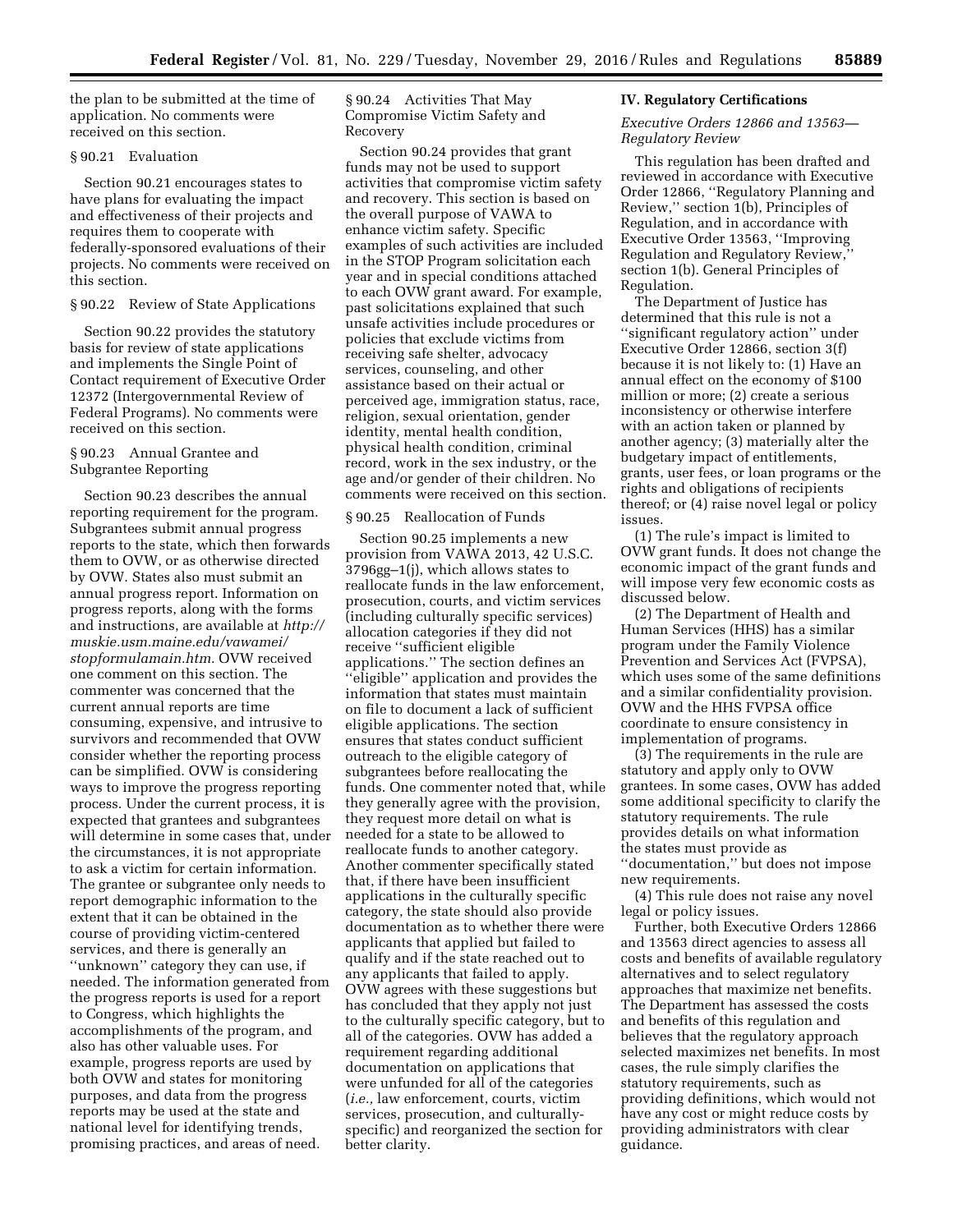the plan to be submitted at the time of application. No comments were received on this section.

§ 90.21 Evaluation

Section 90.21 encourages states to have plans for evaluating the impact and effectiveness of their projects and requires them to cooperate with federally-sponsored evaluations of their projects. No comments were received on this section.

§ 90.22 Review of State Applications

Section 90.22 provides the statutory basis for review of state applications and implements the Single Point of Contact requirement of Executive Order 12372 (Intergovernmental Review of Federal Programs). No comments were received on this section.

§ 90.23 Annual Grantee and Subgrantee Reporting

Section 90.23 describes the annual reporting requirement for the program. Subgrantees submit annual progress reports to the state, which then forwards them to OVW, or as otherwise directed by OVW. States also must submit an annual progress report. Information on progress reports, along with the forms and instructions, are available at *http://muskie.usm.maine.edu/vawamei/stopformulamain.htm.* OVW received one comment on this section. The commenter was concerned that the current annual reports are time consuming, expensive, and intrusive to survivors and recommended that OVW consider whether the reporting process can be simplified. OVW is considering ways to improve the progress reporting process. Under the current process, it is expected that grantees and subgrantees will determine in some cases that, under the circumstances, it is not appropriate to ask a victim for certain information. The grantee or subgrantee only needs to report demographic information to the extent that it can be obtained in the course of providing victim-centered services, and there is generally an ''unknown'' category they can use, if needed. The information generated from the progress reports is used for a report to Congress, which highlights the accomplishments of the program, and also has other valuable uses. For example, progress reports are used by both OVW and states for monitoring purposes, and data from the progress reports may be used at the state and national level for identifying trends, promising practices, and areas of need.

§ 90.24 Activities That May Compromise Victim Safety and Recovery

Section 90.24 provides that grant funds may not be used to support activities that compromise victim safety and recovery. This section is based on the overall purpose of VAWA to enhance victim safety. Specific examples of such activities are included in the STOP Program solicitation each year and in special conditions attached to each OVW grant award. For example, past solicitations explained that such unsafe activities include procedures or policies that exclude victims from receiving safe shelter, advocacy services, counseling, and other assistance based on their actual or perceived age, immigration status, race, religion, sexual orientation, gender identity, mental health condition, physical health condition, criminal record, work in the sex industry, or the age and/or gender of their children. No comments were received on this section.

§ 90.25 Reallocation of Funds

Section 90.25 implements a new provision from VAWA 2013, 42 U.S.C. 3796gg–1(j), which allows states to reallocate funds in the law enforcement, prosecution, courts, and victim services (including culturally specific services) allocation categories if they did not receive ''sufficient eligible applications.'' The section defines an ''eligible'' application and provides the information that states must maintain on file to document a lack of sufficient eligible applications. The section ensures that states conduct sufficient outreach to the eligible category of subgrantees before reallocating the funds. One commenter noted that, while they generally agree with the provision, they request more detail on what is needed for a state to be allowed to reallocate funds to another category. Another commenter specifically stated that, if there have been insufficient applications in the culturally specific category, the state should also provide documentation as to whether there were applicants that applied but failed to qualify and if the state reached out to any applicants that failed to apply. OVW agrees with these suggestions but has concluded that they apply not just to the culturally specific category, but to all of the categories. OVW has added a requirement regarding additional documentation on applications that were unfunded for all of the categories (*i.e.,* law enforcement, courts, victim services, prosecution, and culturally-specific) and reorganized the section for better clarity.

## IV. Regulatory Certifications

*Executive Orders 12866 and 13563—Regulatory Review*

This regulation has been drafted and reviewed in accordance with Executive Order 12866, ''Regulatory Planning and Review,'' section 1(b), Principles of Regulation, and in accordance with Executive Order 13563, ''Improving Regulation and Regulatory Review,'' section 1(b). General Principles of Regulation.

The Department of Justice has determined that this rule is not a ''significant regulatory action'' under Executive Order 12866, section 3(f) because it is not likely to: (1) Have an annual effect on the economy of $100 million or more; (2) create a serious inconsistency or otherwise interfere with an action taken or planned by another agency; (3) materially alter the budgetary impact of entitlements, grants, user fees, or loan programs or the rights and obligations of recipients thereof; or (4) raise novel legal or policy issues.

(1) The rule's impact is limited to OVW grant funds. It does not change the economic impact of the grant funds and will impose very few economic costs as discussed below.

(2) The Department of Health and Human Services (HHS) has a similar program under the Family Violence Prevention and Services Act (FVPSA), which uses some of the same definitions and a similar confidentiality provision. OVW and the HHS FVPSA office coordinate to ensure consistency in implementation of programs.

(3) The requirements in the rule are statutory and apply only to OVW grantees. In some cases, OVW has added some additional specificity to clarify the statutory requirements. The rule provides details on what information the states must provide as ''documentation,'' but does not impose new requirements.

(4) This rule does not raise any novel legal or policy issues.

Further, both Executive Orders 12866 and 13563 direct agencies to assess all costs and benefits of available regulatory alternatives and to select regulatory approaches that maximize net benefits. The Department has assessed the costs and benefits of this regulation and believes that the regulatory approach selected maximizes net benefits. In most cases, the rule simply clarifies the statutory requirements, such as providing definitions, which would not have any cost or might reduce costs by providing administrators with clear guidance.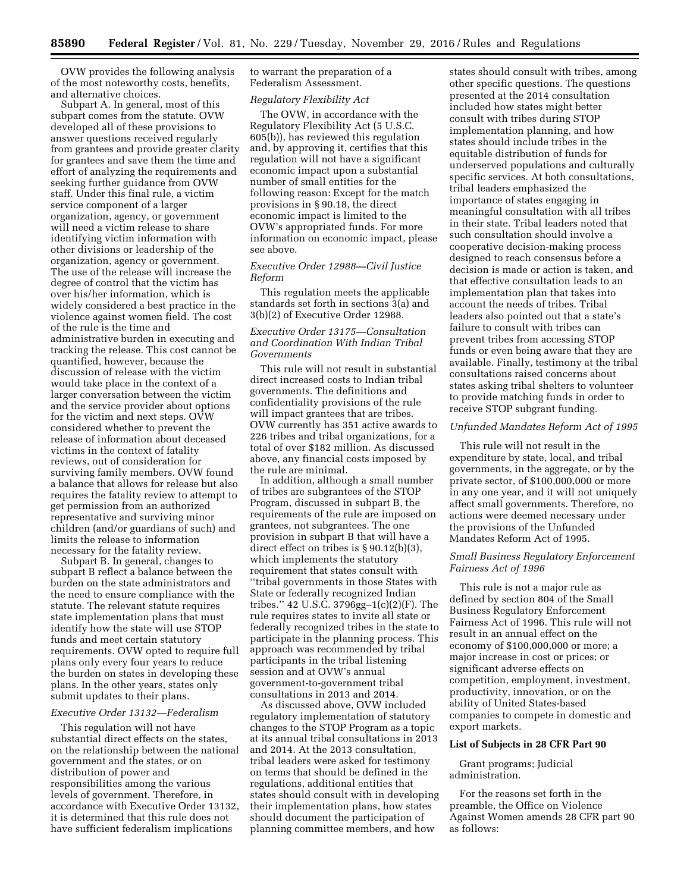OVW provides the following analysis of the most noteworthy costs, benefits, and alternative choices.

Subpart A. In general, most of this subpart comes from the statute. OVW developed all of these provisions to answer questions received regularly from grantees and provide greater clarity for grantees and save them the time and effort of analyzing the requirements and seeking further guidance from OVW staff. Under this final rule, a victim service component of a larger organization, agency, or government will need a victim release to share identifying victim information with other divisions or leadership of the organization, agency or government. The use of the release will increase the degree of control that the victim has over his/her information, which is widely considered a best practice in the violence against women field. The cost of the rule is the time and administrative burden in executing and tracking the release. This cost cannot be quantified, however, because the discussion of release with the victim would take place in the context of a larger conversation between the victim and the service provider about options for the victim and next steps. OVW considered whether to prevent the release of information about deceased victims in the context of fatality reviews, out of consideration for surviving family members. OVW found a balance that allows for release but also requires the fatality review to attempt to get permission from an authorized representative and surviving minor children (and/or guardians of such) and limits the release to information necessary for the fatality review.

Subpart B. In general, changes to subpart B reflect a balance between the burden on the state administrators and the need to ensure compliance with the statute. The relevant statute requires state implementation plans that must identify how the state will use STOP funds and meet certain statutory requirements. OVW opted to require full plans only every four years to reduce the burden on states in developing these plans. In the other years, states only submit updates to their plans.

### *Executive Order 13132—Federalism*

This regulation will not have substantial direct effects on the states, on the relationship between the national government and the states, or on distribution of power and responsibilities among the various levels of government. Therefore, in accordance with Executive Order 13132, it is determined that this rule does not have sufficient federalism implications to warrant the preparation of a Federalism Assessment.

### *Regulatory Flexibility Act*

The OVW, in accordance with the Regulatory Flexibility Act (5 U.S.C. 605(b)), has reviewed this regulation and, by approving it, certifies that this regulation will not have a significant economic impact upon a substantial number of small entities for the following reason: Except for the match provisions in § 90.18, the direct economic impact is limited to the OVW's appropriated funds. For more information on economic impact, please see above.

### *Executive Order 12988—Civil Justice Reform*

This regulation meets the applicable standards set forth in sections 3(a) and 3(b)(2) of Executive Order 12988.

### *Executive Order 13175—Consultation and Coordination With Indian Tribal Governments*

This rule will not result in substantial direct increased costs to Indian tribal governments. The definitions and confidentiality provisions of the rule will impact grantees that are tribes. OVW currently has 351 active awards to 226 tribes and tribal organizations, for a total of over $182 million. As discussed above, any financial costs imposed by the rule are minimal.

In addition, although a small number of tribes are subgrantees of the STOP Program, discussed in subpart B, the requirements of the rule are imposed on grantees, not subgrantees. The one provision in subpart B that will have a direct effect on tribes is § 90.12(b)(3), which implements the statutory requirement that states consult with "tribal governments in those States with State or federally recognized Indian tribes." 42 U.S.C. 3796gg–1(c)(2)(F). The rule requires states to invite all state or federally recognized tribes in the state to participate in the planning process. This approach was recommended by tribal participants in the tribal listening session and at OVW's annual government-to-government tribal consultations in 2013 and 2014.

As discussed above, OVW included regulatory implementation of statutory changes to the STOP Program as a topic at its annual tribal consultations in 2013 and 2014. At the 2013 consultation, tribal leaders were asked for testimony on terms that should be defined in the regulations, additional entities that states should consult with in developing their implementation plans, how states should document the participation of planning committee members, and how states should consult with tribes, among other specific questions. The questions presented at the 2014 consultation included how states might better consult with tribes during STOP implementation planning, and how states should include tribes in the equitable distribution of funds for underserved populations and culturally specific services. At both consultations, tribal leaders emphasized the importance of states engaging in meaningful consultation with all tribes in their state. Tribal leaders noted that such consultation should involve a cooperative decision-making process designed to reach consensus before a decision is made or action is taken, and that effective consultation leads to an implementation plan that takes into account the needs of tribes. Tribal leaders also pointed out that a state's failure to consult with tribes can prevent tribes from accessing STOP funds or even being aware that they are available. Finally, testimony at the tribal consultations raised concerns about states asking tribal shelters to volunteer to provide matching funds in order to receive STOP subgrant funding.

### *Unfunded Mandates Reform Act of 1995*

This rule will not result in the expenditure by state, local, and tribal governments, in the aggregate, or by the private sector, of $100,000,000 or more in any one year, and it will not uniquely affect small governments. Therefore, no actions were deemed necessary under the provisions of the Unfunded Mandates Reform Act of 1995.

### *Small Business Regulatory Enforcement Fairness Act of 1996*

This rule is not a major rule as defined by section 804 of the Small Business Regulatory Enforcement Fairness Act of 1996. This rule will not result in an annual effect on the economy of $100,000,000 or more; a major increase in cost or prices; or significant adverse effects on competition, employment, investment, productivity, innovation, or on the ability of United States-based companies to compete in domestic and export markets.

## List of Subjects in 28 CFR Part 90

Grant programs; Judicial administration.

For the reasons set forth in the preamble, the Office on Violence Against Women amends 28 CFR part 90 as follows: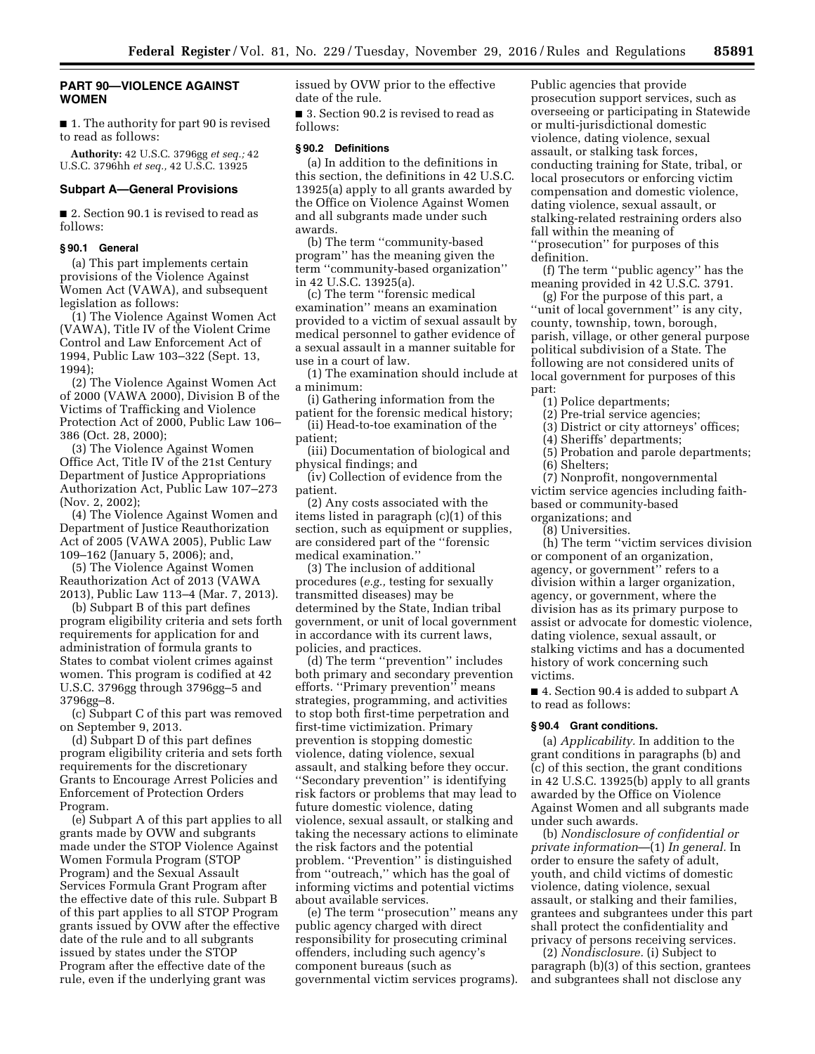## PART 90—VIOLENCE AGAINST WOMEN

■ 1. The authority for part 90 is revised to read as follows:

**Authority:** 42 U.S.C. 3796gg *et seq.;* 42 U.S.C. 3796hh *et seq.,* 42 U.S.C. 13925

### Subpart A—General Provisions

■ 2. Section 90.1 is revised to read as follows:

#### § 90.1 General

(a) This part implements certain provisions of the Violence Against Women Act (VAWA), and subsequent legislation as follows:

(1) The Violence Against Women Act (VAWA), Title IV of the Violent Crime Control and Law Enforcement Act of 1994, Public Law 103–322 (Sept. 13, 1994);

(2) The Violence Against Women Act of 2000 (VAWA 2000), Division B of the Victims of Trafficking and Violence Protection Act of 2000, Public Law 106–386 (Oct. 28, 2000);

(3) The Violence Against Women Office Act, Title IV of the 21st Century Department of Justice Appropriations Authorization Act, Public Law 107–273 (Nov. 2, 2002);

(4) The Violence Against Women and Department of Justice Reauthorization Act of 2005 (VAWA 2005), Public Law 109–162 (January 5, 2006); and,

(5) The Violence Against Women Reauthorization Act of 2013 (VAWA 2013), Public Law 113–4 (Mar. 7, 2013).

(b) Subpart B of this part defines program eligibility criteria and sets forth requirements for application for and administration of formula grants to States to combat violent crimes against women. This program is codified at 42 U.S.C. 3796gg through 3796gg–5 and 3796gg–8.

(c) Subpart C of this part was removed on September 9, 2013.

(d) Subpart D of this part defines program eligibility criteria and sets forth requirements for the discretionary Grants to Encourage Arrest Policies and Enforcement of Protection Orders Program.

(e) Subpart A of this part applies to all grants made by OVW and subgrants made under the STOP Violence Against Women Formula Program (STOP Program) and the Sexual Assault Services Formula Grant Program after the effective date of this rule. Subpart B of this part applies to all STOP Program grants issued by OVW after the effective date of the rule and to all subgrants issued by states under the STOP Program after the effective date of the rule, even if the underlying grant was issued by OVW prior to the effective date of the rule.

■ 3. Section 90.2 is revised to read as follows:

#### § 90.2 Definitions

(a) In addition to the definitions in this section, the definitions in 42 U.S.C. 13925(a) apply to all grants awarded by the Office on Violence Against Women and all subgrants made under such awards.

(b) The term ''community-based program'' has the meaning given the term ''community-based organization'' in 42 U.S.C. 13925(a).

(c) The term ''forensic medical examination'' means an examination provided to a victim of sexual assault by medical personnel to gather evidence of a sexual assault in a manner suitable for use in a court of law.

(1) The examination should include at a minimum:

(i) Gathering information from the patient for the forensic medical history;

(ii) Head-to-toe examination of the patient;

(iii) Documentation of biological and physical findings; and

(iv) Collection of evidence from the patient.

(2) Any costs associated with the items listed in paragraph (c)(1) of this section, such as equipment or supplies, are considered part of the ''forensic medical examination.''

(3) The inclusion of additional procedures (*e.g.,* testing for sexually transmitted diseases) may be determined by the State, Indian tribal government, or unit of local government in accordance with its current laws, policies, and practices.

(d) The term ''prevention'' includes both primary and secondary prevention efforts. ''Primary prevention'' means strategies, programming, and activities to stop both first-time perpetration and first-time victimization. Primary prevention is stopping domestic violence, dating violence, sexual assault, and stalking before they occur. ''Secondary prevention'' is identifying risk factors or problems that may lead to future domestic violence, dating violence, sexual assault, or stalking and taking the necessary actions to eliminate the risk factors and the potential problem. ''Prevention'' is distinguished from ''outreach,'' which has the goal of informing victims and potential victims about available services.

(e) The term ''prosecution'' means any public agency charged with direct responsibility for prosecuting criminal offenders, including such agency's component bureaus (such as governmental victim services programs). Public agencies that provide prosecution support services, such as overseeing or participating in Statewide or multi-jurisdictional domestic violence, dating violence, sexual assault, or stalking task forces, conducting training for State, tribal, or local prosecutors or enforcing victim compensation and domestic violence, dating violence, sexual assault, or stalking-related restraining orders also fall within the meaning of ''prosecution'' for purposes of this definition.

(f) The term ''public agency'' has the meaning provided in 42 U.S.C. 3791.

(g) For the purpose of this part, a ''unit of local government'' is any city, county, township, town, borough, parish, village, or other general purpose political subdivision of a State. The following are not considered units of local government for purposes of this part:

(1) Police departments;

(2) Pre-trial service agencies;

(3) District or city attorneys' offices;

(4) Sheriffs' departments;

(5) Probation and parole departments;

(6) Shelters;

(7) Nonprofit, nongovernmental victim service agencies including faith-based or community-based organizations; and

(8) Universities.

(h) The term ''victim services division or component of an organization, agency, or government'' refers to a division within a larger organization, agency, or government, where the division has as its primary purpose to assist or advocate for domestic violence, dating violence, sexual assault, or stalking victims and has a documented history of work concerning such victims.

■ 4. Section 90.4 is added to subpart A to read as follows:

#### § 90.4 Grant conditions.

(a) *Applicability.* In addition to the grant conditions in paragraphs (b) and (c) of this section, the grant conditions in 42 U.S.C. 13925(b) apply to all grants awarded by the Office on Violence Against Women and all subgrants made under such awards.

(b) *Nondisclosure of confidential or private information*—(1) *In general.* In order to ensure the safety of adult, youth, and child victims of domestic violence, dating violence, sexual assault, or stalking and their families, grantees and subgrantees under this part shall protect the confidentiality and privacy of persons receiving services.

(2) *Nondisclosure.* (i) Subject to paragraph (b)(3) of this section, grantees and subgrantees shall not disclose any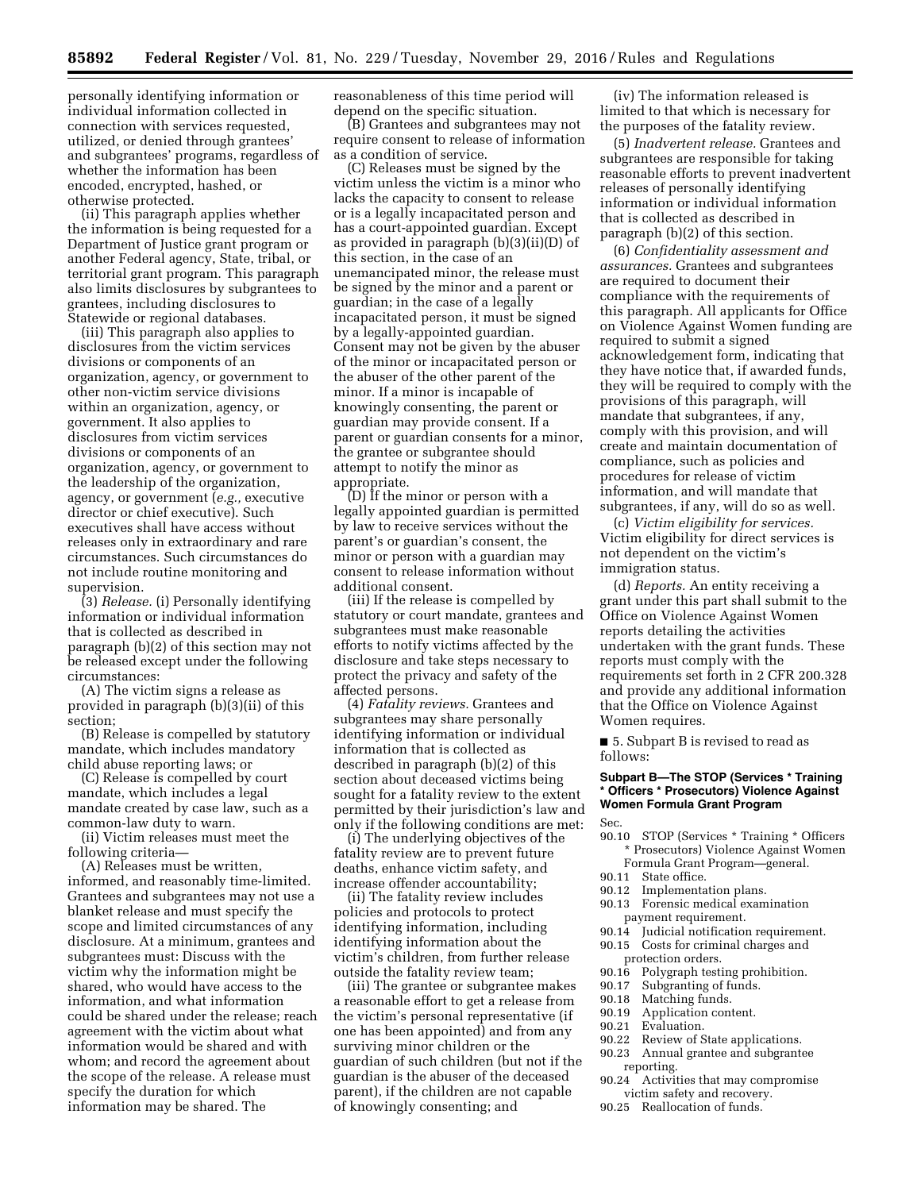personally identifying information or individual information collected in connection with services requested, utilized, or denied through grantees' and subgrantees' programs, regardless of whether the information has been encoded, encrypted, hashed, or otherwise protected.

(ii) This paragraph applies whether the information is being requested for a Department of Justice grant program or another Federal agency, State, tribal, or territorial grant program. This paragraph also limits disclosures by subgrantees to grantees, including disclosures to Statewide or regional databases.

(iii) This paragraph also applies to disclosures from the victim services divisions or components of an organization, agency, or government to other non-victim service divisions within an organization, agency, or government. It also applies to disclosures from victim services divisions or components of an organization, agency, or government to the leadership of the organization, agency, or government (*e.g.,* executive director or chief executive). Such executives shall have access without releases only in extraordinary and rare circumstances. Such circumstances do not include routine monitoring and supervision.

(3) *Release.* (i) Personally identifying information or individual information that is collected as described in paragraph (b)(2) of this section may not be released except under the following circumstances:

(A) The victim signs a release as provided in paragraph (b)(3)(ii) of this section;

(B) Release is compelled by statutory mandate, which includes mandatory child abuse reporting laws; or

(C) Release is compelled by court mandate, which includes a legal mandate created by case law, such as a common-law duty to warn.

(ii) Victim releases must meet the following criteria—

(A) Releases must be written, informed, and reasonably time-limited. Grantees and subgrantees may not use a blanket release and must specify the scope and limited circumstances of any disclosure. At a minimum, grantees and subgrantees must: Discuss with the victim why the information might be shared, who would have access to the information, and what information could be shared under the release; reach agreement with the victim about what information would be shared and with whom; and record the agreement about the scope of the release. A release must specify the duration for which information may be shared. The reasonableness of this time period will depend on the specific situation.

(B) Grantees and subgrantees may not require consent to release of information as a condition of service.

(C) Releases must be signed by the victim unless the victim is a minor who lacks the capacity to consent to release or is a legally incapacitated person and has a court-appointed guardian. Except as provided in paragraph (b)(3)(ii)(D) of this section, in the case of an unemancipated minor, the release must be signed by the minor and a parent or guardian; in the case of a legally incapacitated person, it must be signed by a legally-appointed guardian. Consent may not be given by the abuser of the minor or incapacitated person or the abuser of the other parent of the minor. If a minor is incapable of knowingly consenting, the parent or guardian may provide consent. If a parent or guardian consents for a minor, the grantee or subgrantee should attempt to notify the minor as appropriate.

(D) If the minor or person with a legally appointed guardian is permitted by law to receive services without the parent's or guardian's consent, the minor or person with a guardian may consent to release information without additional consent.

(iii) If the release is compelled by statutory or court mandate, grantees and subgrantees must make reasonable efforts to notify victims affected by the disclosure and take steps necessary to protect the privacy and safety of the affected persons.

(4) *Fatality reviews.* Grantees and subgrantees may share personally identifying information or individual information that is collected as described in paragraph (b)(2) of this section about deceased victims being sought for a fatality review to the extent permitted by their jurisdiction's law and only if the following conditions are met:

(i) The underlying objectives of the fatality review are to prevent future deaths, enhance victim safety, and increase offender accountability;

(ii) The fatality review includes policies and protocols to protect identifying information, including identifying information about the victim's children, from further release outside the fatality review team;

(iii) The grantee or subgrantee makes a reasonable effort to get a release from the victim's personal representative (if one has been appointed) and from any surviving minor children or the guardian of such children (but not if the guardian is the abuser of the deceased parent), if the children are not capable of knowingly consenting; and

(iv) The information released is limited to that which is necessary for the purposes of the fatality review.

(5) *Inadvertent release.* Grantees and subgrantees are responsible for taking reasonable efforts to prevent inadvertent releases of personally identifying information or individual information that is collected as described in paragraph (b)(2) of this section.

(6) *Confidentiality assessment and assurances.* Grantees and subgrantees are required to document their compliance with the requirements of this paragraph. All applicants for Office on Violence Against Women funding are required to submit a signed acknowledgement form, indicating that they have notice that, if awarded funds, they will be required to comply with the provisions of this paragraph, will mandate that subgrantees, if any, comply with this provision, and will create and maintain documentation of compliance, such as policies and procedures for release of victim information, and will mandate that subgrantees, if any, will do so as well.

(c) *Victim eligibility for services.* Victim eligibility for direct services is not dependent on the victim's immigration status.

(d) *Reports.* An entity receiving a grant under this part shall submit to the Office on Violence Against Women reports detailing the activities undertaken with the grant funds. These reports must comply with the requirements set forth in 2 CFR 200.328 and provide any additional information that the Office on Violence Against Women requires.

■ 5. Subpart B is revised to read as follows:

### Subpart B—The STOP (Services * Training * Officers * Prosecutors) Violence Against Women Formula Grant Program

Sec.

90.10 STOP (Services * Training * Officers * Prosecutors) Violence Against Women Formula Grant Program—general.
90.11 State office.
90.12 Implementation plans.
90.13 Forensic medical examination payment requirement.
90.14 Judicial notification requirement.
90.15 Costs for criminal charges and protection orders.
90.16 Polygraph testing prohibition.
90.17 Subgranting of funds.
90.18 Matching funds.
90.19 Application content.
90.21 Evaluation.
90.22 Review of State applications.
90.23 Annual grantee and subgrantee reporting.
90.24 Activities that may compromise victim safety and recovery.
90.25 Reallocation of funds.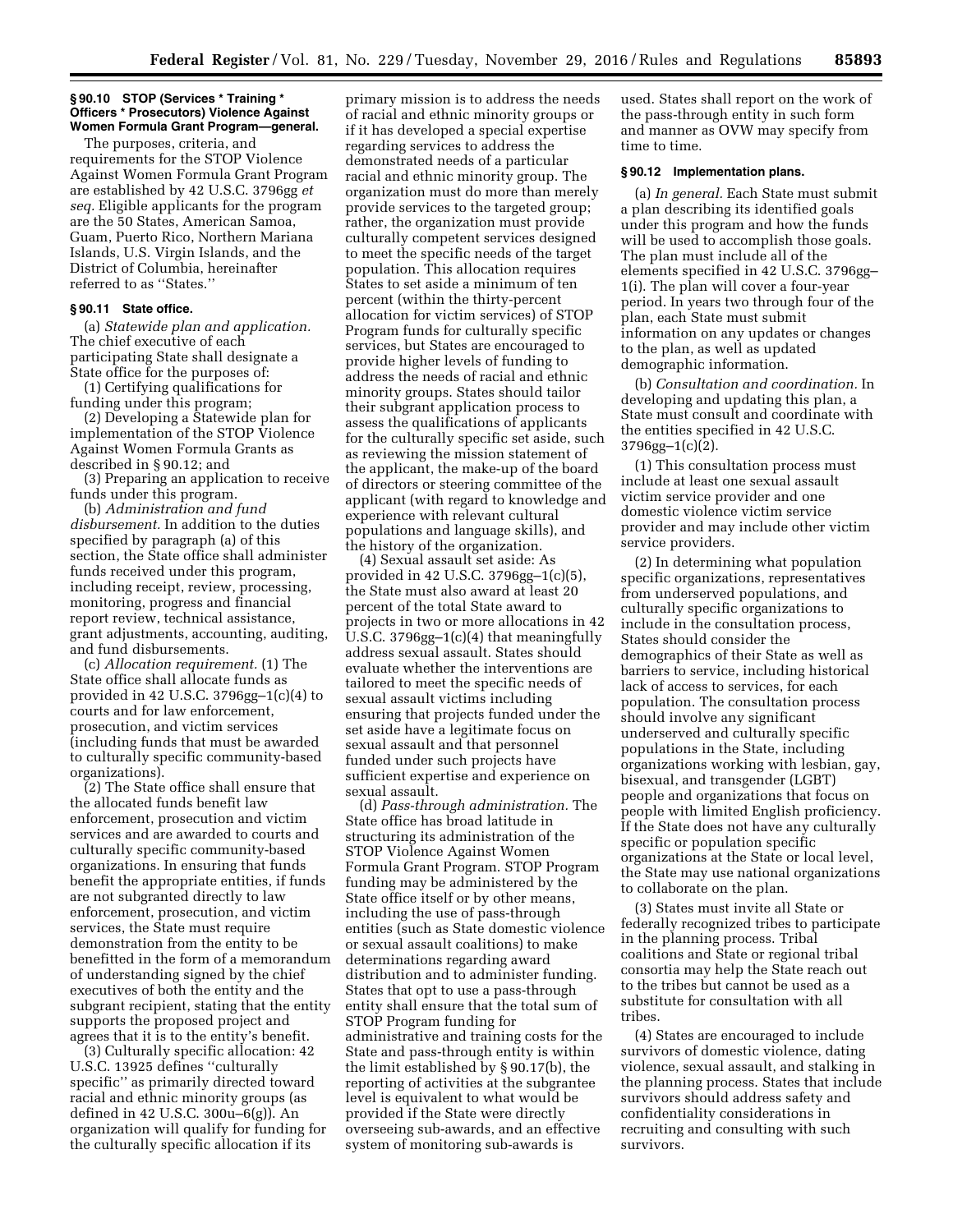### § 90.10 STOP (Services * Training * Officers * Prosecutors) Violence Against Women Formula Grant Program—general.

The purposes, criteria, and requirements for the STOP Violence Against Women Formula Grant Program are established by 42 U.S.C. 3796gg *et seq.* Eligible applicants for the program are the 50 States, American Samoa, Guam, Puerto Rico, Northern Mariana Islands, U.S. Virgin Islands, and the District of Columbia, hereinafter referred to as ''States.''

### § 90.11 State office.

(a) *Statewide plan and application.* The chief executive of each participating State shall designate a State office for the purposes of:

(1) Certifying qualifications for funding under this program;

(2) Developing a Statewide plan for implementation of the STOP Violence Against Women Formula Grants as described in § 90.12; and

(3) Preparing an application to receive funds under this program.

(b) *Administration and fund disbursement.* In addition to the duties specified by paragraph (a) of this section, the State office shall administer funds received under this program, including receipt, review, processing, monitoring, progress and financial report review, technical assistance, grant adjustments, accounting, auditing, and fund disbursements.

(c) *Allocation requirement.* (1) The State office shall allocate funds as provided in 42 U.S.C. 3796gg–1(c)(4) to courts and for law enforcement, prosecution, and victim services (including funds that must be awarded to culturally specific community-based organizations).

(2) The State office shall ensure that the allocated funds benefit law enforcement, prosecution and victim services and are awarded to courts and culturally specific community-based organizations. In ensuring that funds benefit the appropriate entities, if funds are not subgranted directly to law enforcement, prosecution, and victim services, the State must require demonstration from the entity to be benefitted in the form of a memorandum of understanding signed by the chief executives of both the entity and the subgrant recipient, stating that the entity supports the proposed project and agrees that it is to the entity's benefit.

(3) Culturally specific allocation: 42 U.S.C. 13925 defines ''culturally specific'' as primarily directed toward racial and ethnic minority groups (as defined in 42 U.S.C. 300u–6(g)). An organization will qualify for funding for the culturally specific allocation if its primary mission is to address the needs of racial and ethnic minority groups or if it has developed a special expertise regarding services to address the demonstrated needs of a particular racial and ethnic minority group. The organization must do more than merely provide services to the targeted group; rather, the organization must provide culturally competent services designed to meet the specific needs of the target population. This allocation requires States to set aside a minimum of ten percent (within the thirty-percent allocation for victim services) of STOP Program funds for culturally specific services, but States are encouraged to provide higher levels of funding to address the needs of racial and ethnic minority groups. States should tailor their subgrant application process to assess the qualifications of applicants for the culturally specific set aside, such as reviewing the mission statement of the applicant, the make-up of the board of directors or steering committee of the applicant (with regard to knowledge and experience with relevant cultural populations and language skills), and the history of the organization.

(4) Sexual assault set aside: As provided in 42 U.S.C. 3796gg–1(c)(5), the State must also award at least 20 percent of the total State award to projects in two or more allocations in 42 U.S.C. 3796gg–1(c)(4) that meaningfully address sexual assault. States should evaluate whether the interventions are tailored to meet the specific needs of sexual assault victims including ensuring that projects funded under the set aside have a legitimate focus on sexual assault and that personnel funded under such projects have sufficient expertise and experience on sexual assault.

(d) *Pass-through administration.* The State office has broad latitude in structuring its administration of the STOP Violence Against Women Formula Grant Program. STOP Program funding may be administered by the State office itself or by other means, including the use of pass-through entities (such as State domestic violence or sexual assault coalitions) to make determinations regarding award distribution and to administer funding. States that opt to use a pass-through entity shall ensure that the total sum of STOP Program funding for administrative and training costs for the State and pass-through entity is within the limit established by § 90.17(b), the reporting of activities at the subgrantee level is equivalent to what would be provided if the State were directly overseeing sub-awards, and an effective system of monitoring sub-awards is used. States shall report on the work of the pass-through entity in such form and manner as OVW may specify from time to time.

### § 90.12 Implementation plans.

(a) *In general.* Each State must submit a plan describing its identified goals under this program and how the funds will be used to accomplish those goals. The plan must include all of the elements specified in 42 U.S.C. 3796gg–1(i). The plan will cover a four-year period. In years two through four of the plan, each State must submit information on any updates or changes to the plan, as well as updated demographic information.

(b) *Consultation and coordination.* In developing and updating this plan, a State must consult and coordinate with the entities specified in 42 U.S.C. 3796gg–1(c)(2).

(1) This consultation process must include at least one sexual assault victim service provider and one domestic violence victim service provider and may include other victim service providers.

(2) In determining what population specific organizations, representatives from underserved populations, and culturally specific organizations to include in the consultation process, States should consider the demographics of their State as well as barriers to service, including historical lack of access to services, for each population. The consultation process should involve any significant underserved and culturally specific populations in the State, including organizations working with lesbian, gay, bisexual, and transgender (LGBT) people and organizations that focus on people with limited English proficiency. If the State does not have any culturally specific or population specific organizations at the State or local level, the State may use national organizations to collaborate on the plan.

(3) States must invite all State or federally recognized tribes to participate in the planning process. Tribal coalitions and State or regional tribal consortia may help the State reach out to the tribes but cannot be used as a substitute for consultation with all tribes.

(4) States are encouraged to include survivors of domestic violence, dating violence, sexual assault, and stalking in the planning process. States that include survivors should address safety and confidentiality considerations in recruiting and consulting with such survivors.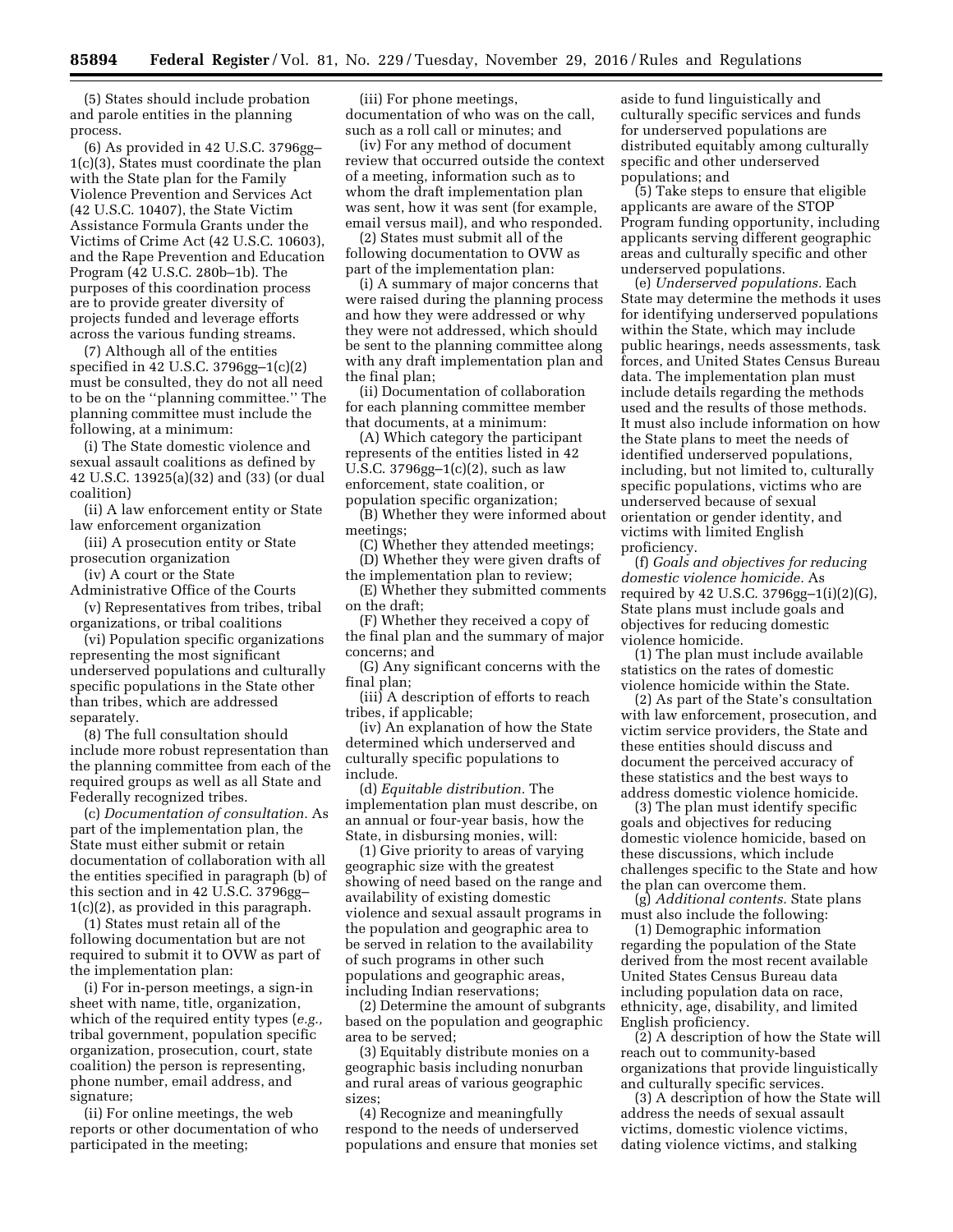(5) States should include probation and parole entities in the planning process.

(6) As provided in 42 U.S.C. 3796gg–1(c)(3), States must coordinate the plan with the State plan for the Family Violence Prevention and Services Act (42 U.S.C. 10407), the State Victim Assistance Formula Grants under the Victims of Crime Act (42 U.S.C. 10603), and the Rape Prevention and Education Program (42 U.S.C. 280b–1b). The purposes of this coordination process are to provide greater diversity of projects funded and leverage efforts across the various funding streams.

(7) Although all of the entities specified in 42 U.S.C. 3796gg–1(c)(2) must be consulted, they do not all need to be on the ''planning committee.'' The planning committee must include the following, at a minimum:

(i) The State domestic violence and sexual assault coalitions as defined by 42 U.S.C. 13925(a)(32) and (33) (or dual coalition)

(ii) A law enforcement entity or State law enforcement organization

(iii) A prosecution entity or State prosecution organization

(iv) A court or the State Administrative Office of the Courts

(v) Representatives from tribes, tribal organizations, or tribal coalitions

(vi) Population specific organizations representing the most significant underserved populations and culturally specific populations in the State other than tribes, which are addressed separately.

(8) The full consultation should include more robust representation than the planning committee from each of the required groups as well as all State and Federally recognized tribes.

(c) *Documentation of consultation.* As part of the implementation plan, the State must either submit or retain documentation of collaboration with all the entities specified in paragraph (b) of this section and in 42 U.S.C. 3796gg–1(c)(2), as provided in this paragraph.

(1) States must retain all of the following documentation but are not required to submit it to OVW as part of the implementation plan:

(i) For in-person meetings, a sign-in sheet with name, title, organization, which of the required entity types (*e.g.,* tribal government, population specific organization, prosecution, court, state coalition) the person is representing, phone number, email address, and signature;

(ii) For online meetings, the web reports or other documentation of who participated in the meeting;

(iii) For phone meetings, documentation of who was on the call, such as a roll call or minutes; and

(iv) For any method of document review that occurred outside the context of a meeting, information such as to whom the draft implementation plan was sent, how it was sent (for example, email versus mail), and who responded.

(2) States must submit all of the following documentation to OVW as part of the implementation plan:

(i) A summary of major concerns that were raised during the planning process and how they were addressed or why they were not addressed, which should be sent to the planning committee along with any draft implementation plan and the final plan;

(ii) Documentation of collaboration for each planning committee member that documents, at a minimum:

(A) Which category the participant represents of the entities listed in 42 U.S.C. 3796gg–1(c)(2), such as law enforcement, state coalition, or population specific organization;

(B) Whether they were informed about meetings;

(C) Whether they attended meetings;

(D) Whether they were given drafts of the implementation plan to review;

(E) Whether they submitted comments on the draft;

(F) Whether they received a copy of the final plan and the summary of major concerns; and

(G) Any significant concerns with the final plan;

(iii) A description of efforts to reach tribes, if applicable;

(iv) An explanation of how the State determined which underserved and culturally specific populations to include.

(d) *Equitable distribution.* The implementation plan must describe, on an annual or four-year basis, how the State, in disbursing monies, will:

(1) Give priority to areas of varying geographic size with the greatest showing of need based on the range and availability of existing domestic violence and sexual assault programs in the population and geographic area to be served in relation to the availability of such programs in other such populations and geographic areas, including Indian reservations;

(2) Determine the amount of subgrants based on the population and geographic area to be served;

(3) Equitably distribute monies on a geographic basis including nonurban and rural areas of various geographic sizes;

(4) Recognize and meaningfully respond to the needs of underserved populations and ensure that monies set aside to fund linguistically and culturally specific services and funds for underserved populations are distributed equitably among culturally specific and other underserved populations; and

(5) Take steps to ensure that eligible applicants are aware of the STOP Program funding opportunity, including applicants serving different geographic areas and culturally specific and other underserved populations.

(e) *Underserved populations.* Each State may determine the methods it uses for identifying underserved populations within the State, which may include public hearings, needs assessments, task forces, and United States Census Bureau data. The implementation plan must include details regarding the methods used and the results of those methods. It must also include information on how the State plans to meet the needs of identified underserved populations, including, but not limited to, culturally specific populations, victims who are underserved because of sexual orientation or gender identity, and victims with limited English proficiency.

(f) *Goals and objectives for reducing domestic violence homicide.* As required by 42 U.S.C. 3796gg–1(i)(2)(G), State plans must include goals and objectives for reducing domestic violence homicide.

(1) The plan must include available statistics on the rates of domestic violence homicide within the State.

(2) As part of the State's consultation with law enforcement, prosecution, and victim service providers, the State and these entities should discuss and document the perceived accuracy of these statistics and the best ways to address domestic violence homicide.

(3) The plan must identify specific goals and objectives for reducing domestic violence homicide, based on these discussions, which include challenges specific to the State and how the plan can overcome them.

(g) *Additional contents.* State plans must also include the following:

(1) Demographic information regarding the population of the State derived from the most recent available United States Census Bureau data including population data on race, ethnicity, age, disability, and limited English proficiency.

(2) A description of how the State will reach out to community-based organizations that provide linguistically and culturally specific services.

(3) A description of how the State will address the needs of sexual assault victims, domestic violence victims, dating violence victims, and stalking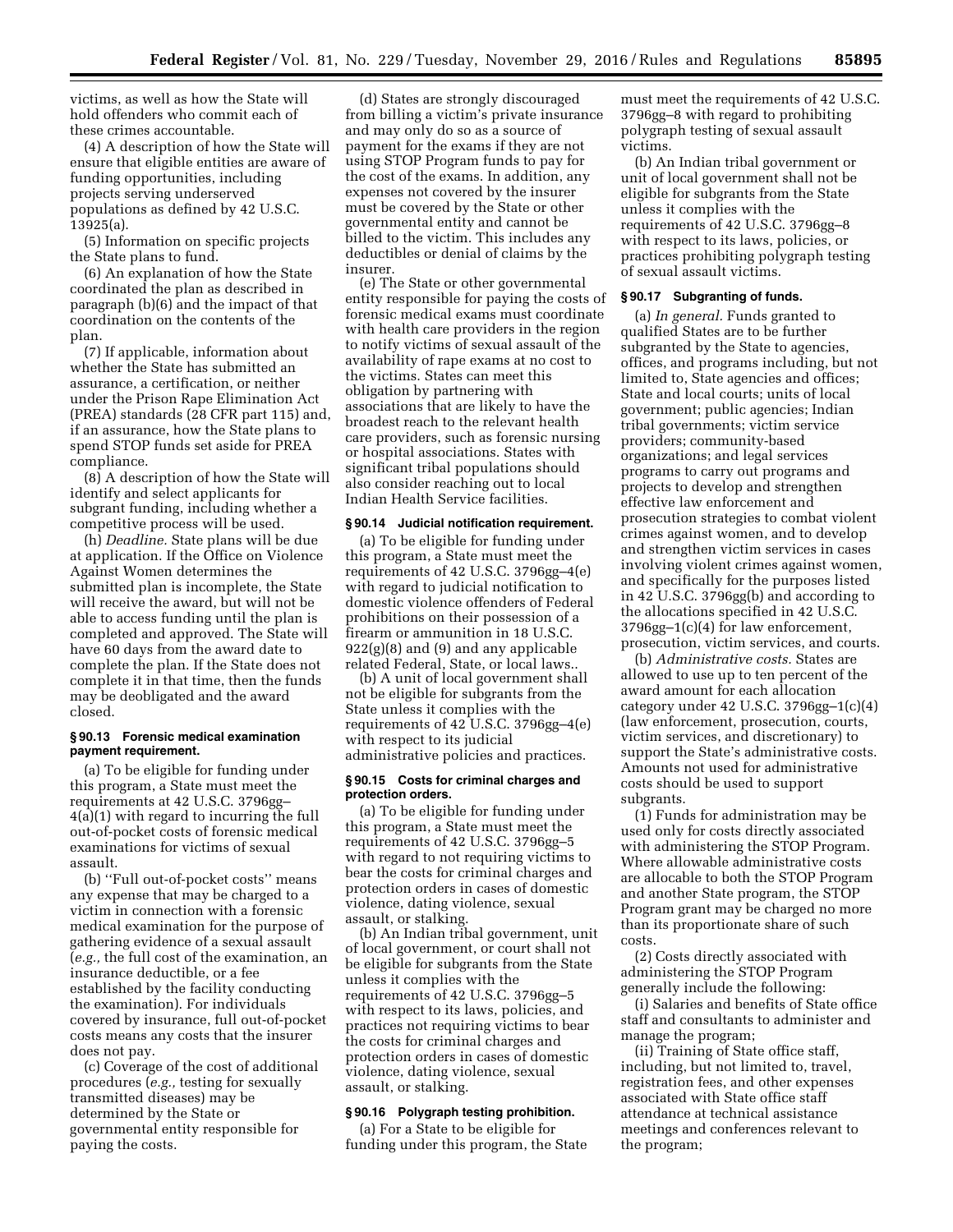victims, as well as how the State will hold offenders who commit each of these crimes accountable.

(4) A description of how the State will ensure that eligible entities are aware of funding opportunities, including projects serving underserved populations as defined by 42 U.S.C. 13925(a).

(5) Information on specific projects the State plans to fund.

(6) An explanation of how the State coordinated the plan as described in paragraph (b)(6) and the impact of that coordination on the contents of the plan.

(7) If applicable, information about whether the State has submitted an assurance, a certification, or neither under the Prison Rape Elimination Act (PREA) standards (28 CFR part 115) and, if an assurance, how the State plans to spend STOP funds set aside for PREA compliance.

(8) A description of how the State will identify and select applicants for subgrant funding, including whether a competitive process will be used.

(h) *Deadline.* State plans will be due at application. If the Office on Violence Against Women determines the submitted plan is incomplete, the State will receive the award, but will not be able to access funding until the plan is completed and approved. The State will have 60 days from the award date to complete the plan. If the State does not complete it in that time, then the funds may be deobligated and the award closed.

### § 90.13 Forensic medical examination payment requirement.

(a) To be eligible for funding under this program, a State must meet the requirements at 42 U.S.C. 3796gg–4(a)(1) with regard to incurring the full out-of-pocket costs of forensic medical examinations for victims of sexual assault.

(b) ''Full out-of-pocket costs'' means any expense that may be charged to a victim in connection with a forensic medical examination for the purpose of gathering evidence of a sexual assault (*e.g.,* the full cost of the examination, an insurance deductible, or a fee established by the facility conducting the examination). For individuals covered by insurance, full out-of-pocket costs means any costs that the insurer does not pay.

(c) Coverage of the cost of additional procedures (*e.g.,* testing for sexually transmitted diseases) may be determined by the State or governmental entity responsible for paying the costs.

(d) States are strongly discouraged from billing a victim's private insurance and may only do so as a source of payment for the exams if they are not using STOP Program funds to pay for the cost of the exams. In addition, any expenses not covered by the insurer must be covered by the State or other governmental entity and cannot be billed to the victim. This includes any deductibles or denial of claims by the insurer.

(e) The State or other governmental entity responsible for paying the costs of forensic medical exams must coordinate with health care providers in the region to notify victims of sexual assault of the availability of rape exams at no cost to the victims. States can meet this obligation by partnering with associations that are likely to have the broadest reach to the relevant health care providers, such as forensic nursing or hospital associations. States with significant tribal populations should also consider reaching out to local Indian Health Service facilities.

### § 90.14 Judicial notification requirement.

(a) To be eligible for funding under this program, a State must meet the requirements of 42 U.S.C. 3796gg–4(e) with regard to judicial notification to domestic violence offenders of Federal prohibitions on their possession of a firearm or ammunition in 18 U.S.C. 922(g)(8) and (9) and any applicable related Federal, State, or local laws..

(b) A unit of local government shall not be eligible for subgrants from the State unless it complies with the requirements of 42 U.S.C. 3796gg–4(e) with respect to its judicial administrative policies and practices.

### § 90.15 Costs for criminal charges and protection orders.

(a) To be eligible for funding under this program, a State must meet the requirements of 42 U.S.C. 3796gg–5 with regard to not requiring victims to bear the costs for criminal charges and protection orders in cases of domestic violence, dating violence, sexual assault, or stalking.

(b) An Indian tribal government, unit of local government, or court shall not be eligible for subgrants from the State unless it complies with the requirements of 42 U.S.C. 3796gg–5 with respect to its laws, policies, and practices not requiring victims to bear the costs for criminal charges and protection orders in cases of domestic violence, dating violence, sexual assault, or stalking.

### § 90.16 Polygraph testing prohibition.

(a) For a State to be eligible for funding under this program, the State must meet the requirements of 42 U.S.C. 3796gg–8 with regard to prohibiting polygraph testing of sexual assault victims.

(b) An Indian tribal government or unit of local government shall not be eligible for subgrants from the State unless it complies with the requirements of 42 U.S.C. 3796gg–8 with respect to its laws, policies, or practices prohibiting polygraph testing of sexual assault victims.

### § 90.17 Subgranting of funds.

(a) *In general.* Funds granted to qualified States are to be further subgranted by the State to agencies, offices, and programs including, but not limited to, State agencies and offices; State and local courts; units of local government; public agencies; Indian tribal governments; victim service providers; community-based organizations; and legal services programs to carry out programs and projects to develop and strengthen effective law enforcement and prosecution strategies to combat violent crimes against women, and to develop and strengthen victim services in cases involving violent crimes against women, and specifically for the purposes listed in 42 U.S.C. 3796gg(b) and according to the allocations specified in 42 U.S.C. 3796gg–1(c)(4) for law enforcement, prosecution, victim services, and courts.

(b) *Administrative costs.* States are allowed to use up to ten percent of the award amount for each allocation category under 42 U.S.C. 3796gg–1(c)(4) (law enforcement, prosecution, courts, victim services, and discretionary) to support the State's administrative costs. Amounts not used for administrative costs should be used to support subgrants.

(1) Funds for administration may be used only for costs directly associated with administering the STOP Program. Where allowable administrative costs are allocable to both the STOP Program and another State program, the STOP Program grant may be charged no more than its proportionate share of such costs.

(2) Costs directly associated with administering the STOP Program generally include the following:

(i) Salaries and benefits of State office staff and consultants to administer and manage the program;

(ii) Training of State office staff, including, but not limited to, travel, registration fees, and other expenses associated with State office staff attendance at technical assistance meetings and conferences relevant to the program;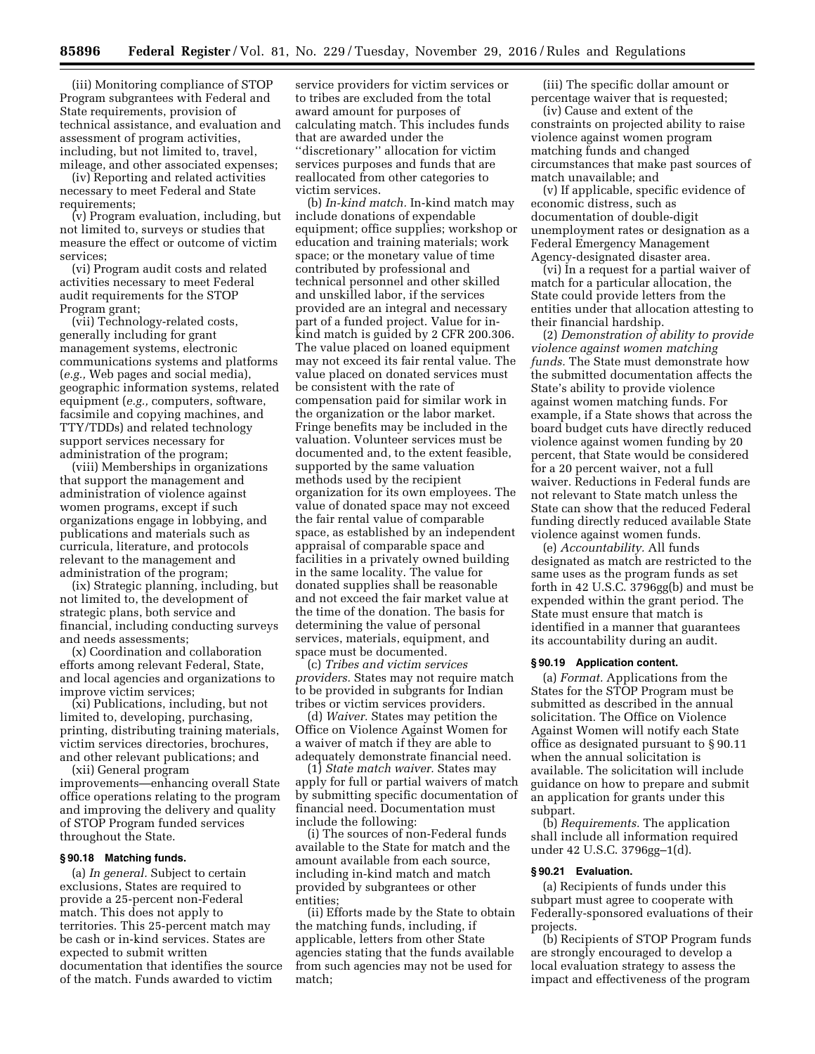(iii) Monitoring compliance of STOP Program subgrantees with Federal and State requirements, provision of technical assistance, and evaluation and assessment of program activities, including, but not limited to, travel, mileage, and other associated expenses;

(iv) Reporting and related activities necessary to meet Federal and State requirements;

(v) Program evaluation, including, but not limited to, surveys or studies that measure the effect or outcome of victim services;

(vi) Program audit costs and related activities necessary to meet Federal audit requirements for the STOP Program grant;

(vii) Technology-related costs, generally including for grant management systems, electronic communications systems and platforms (*e.g.,* Web pages and social media), geographic information systems, related equipment (*e.g.,* computers, software, facsimile and copying machines, and TTY/TDDs) and related technology support services necessary for administration of the program;

(viii) Memberships in organizations that support the management and administration of violence against women programs, except if such organizations engage in lobbying, and publications and materials such as curricula, literature, and protocols relevant to the management and administration of the program;

(ix) Strategic planning, including, but not limited to, the development of strategic plans, both service and financial, including conducting surveys and needs assessments;

(x) Coordination and collaboration efforts among relevant Federal, State, and local agencies and organizations to improve victim services;

(xi) Publications, including, but not limited to, developing, purchasing, printing, distributing training materials, victim services directories, brochures, and other relevant publications; and

(xii) General program improvements—enhancing overall State office operations relating to the program and improving the delivery and quality of STOP Program funded services throughout the State.

### § 90.18 Matching funds.

(a) *In general.* Subject to certain exclusions, States are required to provide a 25-percent non-Federal match. This does not apply to territories. This 25-percent match may be cash or in-kind services. States are expected to submit written documentation that identifies the source of the match. Funds awarded to victim service providers for victim services or to tribes are excluded from the total award amount for purposes of calculating match. This includes funds that are awarded under the ''discretionary'' allocation for victim services purposes and funds that are reallocated from other categories to victim services.

(b) *In-kind match.* In-kind match may include donations of expendable equipment; office supplies; workshop or education and training materials; work space; or the monetary value of time contributed by professional and technical personnel and other skilled and unskilled labor, if the services provided are an integral and necessary part of a funded project. Value for in-kind match is guided by 2 CFR 200.306. The value placed on loaned equipment may not exceed its fair rental value. The value placed on donated services must be consistent with the rate of compensation paid for similar work in the organization or the labor market. Fringe benefits may be included in the valuation. Volunteer services must be documented and, to the extent feasible, supported by the same valuation methods used by the recipient organization for its own employees. The value of donated space may not exceed the fair rental value of comparable space, as established by an independent appraisal of comparable space and facilities in a privately owned building in the same locality. The value for donated supplies shall be reasonable and not exceed the fair market value at the time of the donation. The basis for determining the value of personal services, materials, equipment, and space must be documented.

(c) *Tribes and victim services providers.* States may not require match to be provided in subgrants for Indian tribes or victim services providers.

(d) *Waiver.* States may petition the Office on Violence Against Women for a waiver of match if they are able to adequately demonstrate financial need.

(1) *State match waiver.* States may apply for full or partial waivers of match by submitting specific documentation of financial need. Documentation must include the following:

(i) The sources of non-Federal funds available to the State for match and the amount available from each source, including in-kind match and match provided by subgrantees or other entities;

(ii) Efforts made by the State to obtain the matching funds, including, if applicable, letters from other State agencies stating that the funds available from such agencies may not be used for match;

(iii) The specific dollar amount or percentage waiver that is requested;

(iv) Cause and extent of the constraints on projected ability to raise violence against women program matching funds and changed circumstances that make past sources of match unavailable; and

(v) If applicable, specific evidence of economic distress, such as documentation of double-digit unemployment rates or designation as a Federal Emergency Management Agency-designated disaster area.

(vi) In a request for a partial waiver of match for a particular allocation, the State could provide letters from the entities under that allocation attesting to their financial hardship.

(2) *Demonstration of ability to provide violence against women matching funds.* The State must demonstrate how the submitted documentation affects the State's ability to provide violence against women matching funds. For example, if a State shows that across the board budget cuts have directly reduced violence against women funding by 20 percent, that State would be considered for a 20 percent waiver, not a full waiver. Reductions in Federal funds are not relevant to State match unless the State can show that the reduced Federal funding directly reduced available State violence against women funds.

(e) *Accountability.* All funds designated as match are restricted to the same uses as the program funds as set forth in 42 U.S.C. 3796gg(b) and must be expended within the grant period. The State must ensure that match is identified in a manner that guarantees its accountability during an audit.

### § 90.19 Application content.

(a) *Format.* Applications from the States for the STOP Program must be submitted as described in the annual solicitation. The Office on Violence Against Women will notify each State office as designated pursuant to § 90.11 when the annual solicitation is available. The solicitation will include guidance on how to prepare and submit an application for grants under this subpart.

(b) *Requirements.* The application shall include all information required under 42 U.S.C. 3796gg–1(d).

### § 90.21 Evaluation.

(a) Recipients of funds under this subpart must agree to cooperate with Federally-sponsored evaluations of their projects.

(b) Recipients of STOP Program funds are strongly encouraged to develop a local evaluation strategy to assess the impact and effectiveness of the program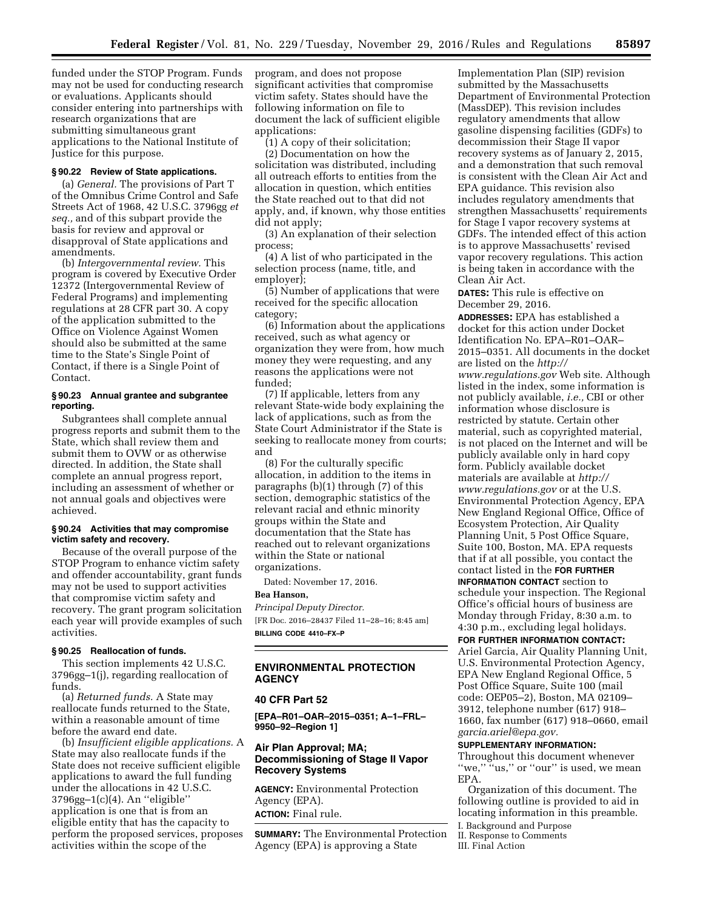funded under the STOP Program. Funds may not be used for conducting research or evaluations. Applicants should consider entering into partnerships with research organizations that are submitting simultaneous grant applications to the National Institute of Justice for this purpose.

### § 90.22 Review of State applications.

(a) *General.* The provisions of Part T of the Omnibus Crime Control and Safe Streets Act of 1968, 42 U.S.C. 3796gg *et seq.,* and of this subpart provide the basis for review and approval or disapproval of State applications and amendments.

(b) *Intergovernmental review.* This program is covered by Executive Order 12372 (Intergovernmental Review of Federal Programs) and implementing regulations at 28 CFR part 30. A copy of the application submitted to the Office on Violence Against Women should also be submitted at the same time to the State's Single Point of Contact, if there is a Single Point of Contact.

### § 90.23 Annual grantee and subgrantee reporting.

Subgrantees shall complete annual progress reports and submit them to the State, which shall review them and submit them to OVW or as otherwise directed. In addition, the State shall complete an annual progress report, including an assessment of whether or not annual goals and objectives were achieved.

### § 90.24 Activities that may compromise victim safety and recovery.

Because of the overall purpose of the STOP Program to enhance victim safety and offender accountability, grant funds may not be used to support activities that compromise victim safety and recovery. The grant program solicitation each year will provide examples of such activities.

### § 90.25 Reallocation of funds.

This section implements 42 U.S.C. 3796gg–1(j), regarding reallocation of funds.

(a) *Returned funds.* A State may reallocate funds returned to the State, within a reasonable amount of time before the award end date.

(b) *Insufficient eligible applications.* A State may also reallocate funds if the State does not receive sufficient eligible applications to award the full funding under the allocations in 42 U.S.C. 3796gg–1(c)(4). An "eligible" application is one that is from an eligible entity that has the capacity to perform the proposed services, proposes activities within the scope of the program, and does not propose significant activities that compromise victim safety. States should have the following information on file to document the lack of sufficient eligible applications:

(1) A copy of their solicitation;

(2) Documentation on how the solicitation was distributed, including all outreach efforts to entities from the allocation in question, which entities the State reached out to that did not apply, and, if known, why those entities did not apply;

(3) An explanation of their selection process;

(4) A list of who participated in the selection process (name, title, and employer);

(5) Number of applications that were received for the specific allocation category;

(6) Information about the applications received, such as what agency or organization they were from, how much money they were requesting, and any reasons the applications were not funded;

(7) If applicable, letters from any relevant State-wide body explaining the lack of applications, such as from the State Court Administrator if the State is seeking to reallocate money from courts; and

(8) For the culturally specific allocation, in addition to the items in paragraphs (b)(1) through (7) of this section, demographic statistics of the relevant racial and ethnic minority groups within the State and documentation that the State has reached out to relevant organizations within the State or national organizations.

Dated: November 17, 2016.

**Bea Hanson,**

*Principal Deputy Director.*

[FR Doc. 2016–28437 Filed 11–28–16; 8:45 am]

**BILLING CODE 4410–FX–P**

## ENVIRONMENTAL PROTECTION AGENCY

### 40 CFR Part 52

**[EPA–R01–OAR–2015–0351; A–1–FRL–9950–92–Region 1]**

### Air Plan Approval; MA; Decommissioning of Stage II Vapor Recovery Systems

**AGENCY:** Environmental Protection Agency (EPA).

**ACTION:** Final rule.

**SUMMARY:** The Environmental Protection Agency (EPA) is approving a State Implementation Plan (SIP) revision submitted by the Massachusetts Department of Environmental Protection (MassDEP). This revision includes regulatory amendments that allow gasoline dispensing facilities (GDFs) to decommission their Stage II vapor recovery systems as of January 2, 2015, and a demonstration that such removal is consistent with the Clean Air Act and EPA guidance. This revision also includes regulatory amendments that strengthen Massachusetts' requirements for Stage I vapor recovery systems at GDFs. The intended effect of this action is to approve Massachusetts' revised vapor recovery regulations. This action is being taken in accordance with the Clean Air Act.

**DATES:** This rule is effective on December 29, 2016.

**ADDRESSES:** EPA has established a docket for this action under Docket Identification No. EPA–R01–OAR–2015–0351. All documents in the docket are listed on the *http://www.regulations.gov* Web site. Although listed in the index, some information is not publicly available, *i.e.,* CBI or other information whose disclosure is restricted by statute. Certain other material, such as copyrighted material, is not placed on the Internet and will be publicly available only in hard copy form. Publicly available docket materials are available at *http://www.regulations.gov* or at the U.S. Environmental Protection Agency, EPA New England Regional Office, Office of Ecosystem Protection, Air Quality Planning Unit, 5 Post Office Square, Suite 100, Boston, MA. EPA requests that if at all possible, you contact the contact listed in the **FOR FURTHER INFORMATION CONTACT** section to schedule your inspection. The Regional Office's official hours of business are Monday through Friday, 8:30 a.m. to 4:30 p.m., excluding legal holidays.

**FOR FURTHER INFORMATION CONTACT:** Ariel Garcia, Air Quality Planning Unit, U.S. Environmental Protection Agency, EPA New England Regional Office, 5 Post Office Square, Suite 100 (mail code: OEP05–2), Boston, MA 02109–3912, telephone number (617) 918–1660, fax number (617) 918–0660, email *garcia.ariel@epa.gov.*

**SUPPLEMENTARY INFORMATION:** Throughout this document whenever "we," "us," or "our" is used, we mean EPA.

Organization of this document. The following outline is provided to aid in locating information in this preamble.

I. Background and Purpose
II. Response to Comments
III. Final Action